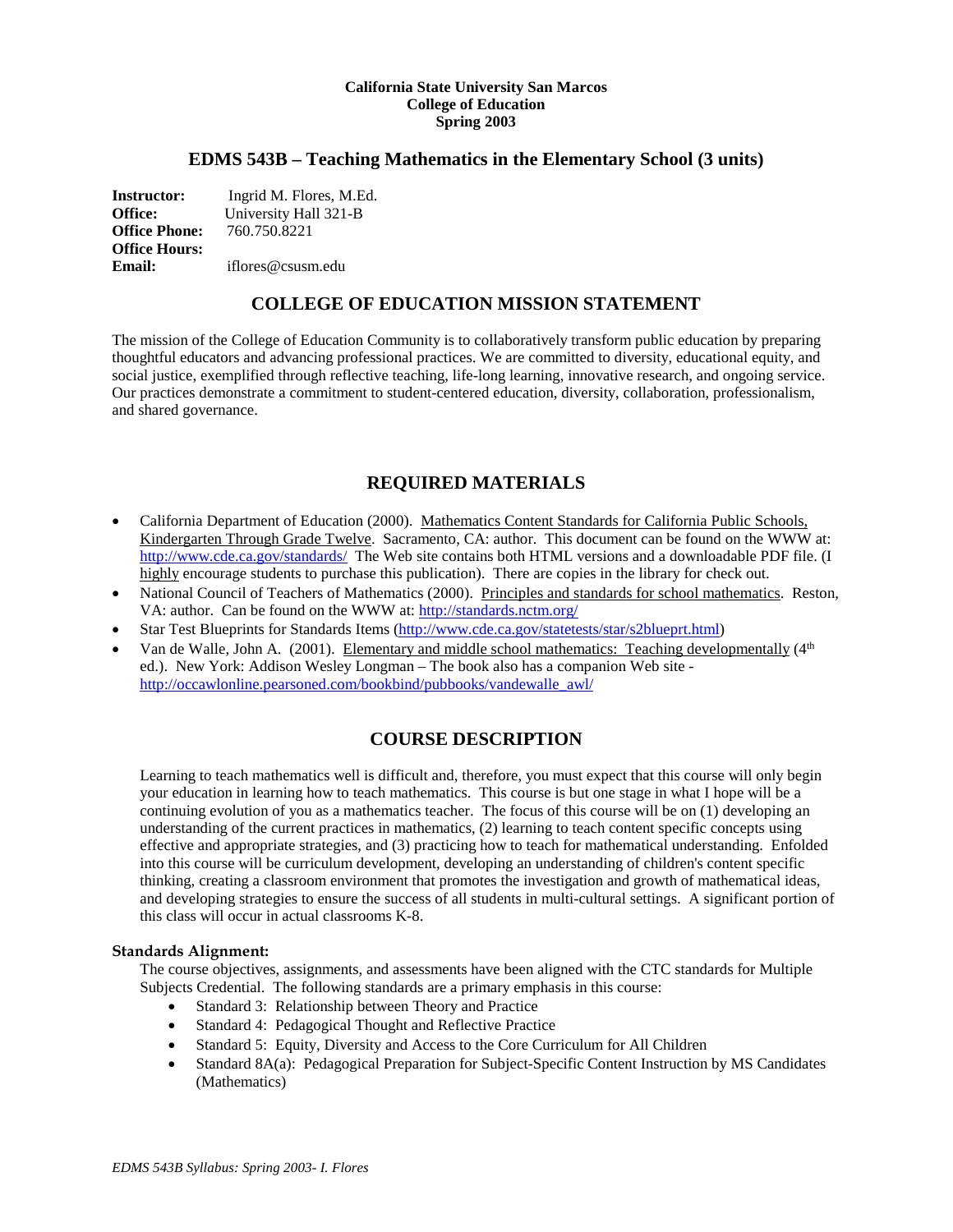**California State University San Marcos**
**College of Education**
**Spring 2003**

## EDMS 543B – Teaching Mathematics in the Elementary School (3 units)

**Instructor:** Ingrid M. Flores, M.Ed.
**Office:** University Hall 321-B
**Office Phone:** 760.750.8221
**Office Hours:**
**Email:** iflores@csusm.edu

## COLLEGE OF EDUCATION MISSION STATEMENT

The mission of the College of Education Community is to collaboratively transform public education by preparing thoughtful educators and advancing professional practices. We are committed to diversity, educational equity, and social justice, exemplified through reflective teaching, life-long learning, innovative research, and ongoing service. Our practices demonstrate a commitment to student-centered education, diversity, collaboration, professionalism, and shared governance.

## REQUIRED MATERIALS

- California Department of Education (2000). Mathematics Content Standards for California Public Schools, Kindergarten Through Grade Twelve. Sacramento, CA: author. This document can be found on the WWW at: http://www.cde.ca.gov/standards/ The Web site contains both HTML versions and a downloadable PDF file. (I highly encourage students to purchase this publication). There are copies in the library for check out.
- National Council of Teachers of Mathematics (2000). Principles and standards for school mathematics. Reston, VA: author. Can be found on the WWW at: http://standards.nctm.org/
- Star Test Blueprints for Standards Items (http://www.cde.ca.gov/statetests/star/s2blueprt.html)
- Van de Walle, John A. (2001). Elementary and middle school mathematics: Teaching developmentally (4th ed.). New York: Addison Wesley Longman – The book also has a companion Web site - http://occawlonline.pearsoned.com/bookbind/pubbooks/vandewalle_awl/

## COURSE DESCRIPTION

Learning to teach mathematics well is difficult and, therefore, you must expect that this course will only begin your education in learning how to teach mathematics. This course is but one stage in what I hope will be a continuing evolution of you as a mathematics teacher. The focus of this course will be on (1) developing an understanding of the current practices in mathematics, (2) learning to teach content specific concepts using effective and appropriate strategies, and (3) practicing how to teach for mathematical understanding. Enfolded into this course will be curriculum development, developing an understanding of children's content specific thinking, creating a classroom environment that promotes the investigation and growth of mathematical ideas, and developing strategies to ensure the success of all students in multi-cultural settings. A significant portion of this class will occur in actual classrooms K-8.

### Standards Alignment:

The course objectives, assignments, and assessments have been aligned with the CTC standards for Multiple Subjects Credential. The following standards are a primary emphasis in this course:

- Standard 3: Relationship between Theory and Practice
- Standard 4: Pedagogical Thought and Reflective Practice
- Standard 5: Equity, Diversity and Access to the Core Curriculum for All Children
- Standard 8A(a): Pedagogical Preparation for Subject-Specific Content Instruction by MS Candidates (Mathematics)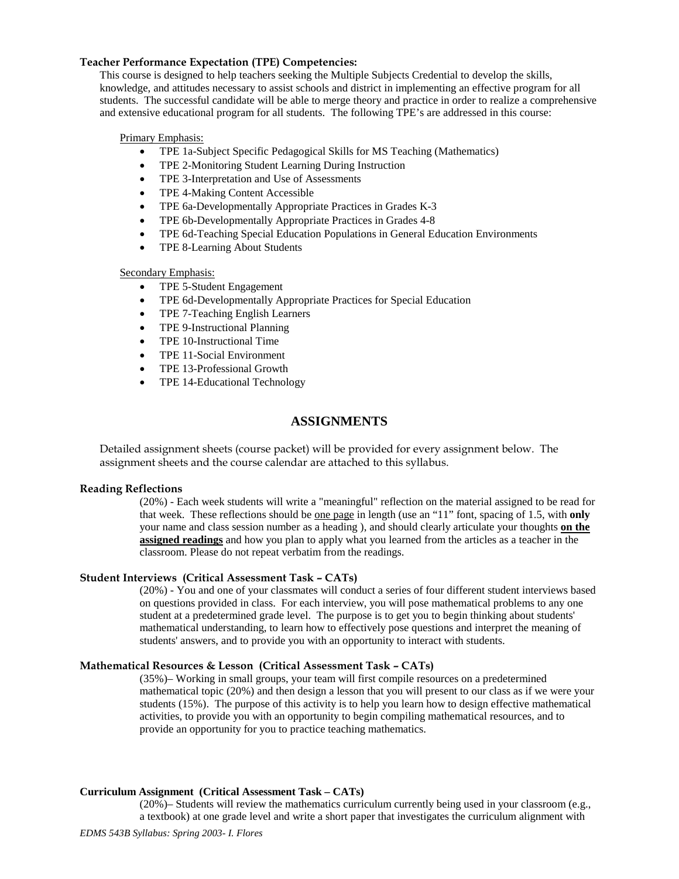**Teacher Performance Expectation (TPE) Competencies:**

This course is designed to help teachers seeking the Multiple Subjects Credential to develop the skills, knowledge, and attitudes necessary to assist schools and district in implementing an effective program for all students. The successful candidate will be able to merge theory and practice in order to realize a comprehensive and extensive educational program for all students. The following TPE's are addressed in this course:

Primary Emphasis:

- TPE 1a-Subject Specific Pedagogical Skills for MS Teaching (Mathematics)
- TPE 2-Monitoring Student Learning During Instruction
- TPE 3-Interpretation and Use of Assessments
- TPE 4-Making Content Accessible
- TPE 6a-Developmentally Appropriate Practices in Grades K-3
- TPE 6b-Developmentally Appropriate Practices in Grades 4-8
- TPE 6d-Teaching Special Education Populations in General Education Environments
- TPE 8-Learning About Students

Secondary Emphasis:

- TPE 5-Student Engagement
- TPE 6d-Developmentally Appropriate Practices for Special Education
- TPE 7-Teaching English Learners
- TPE 9-Instructional Planning
- TPE 10-Instructional Time
- TPE 11-Social Environment
- TPE 13-Professional Growth
- TPE 14-Educational Technology

## ASSIGNMENTS

Detailed assignment sheets (course packet) will be provided for every assignment below. The assignment sheets and the course calendar are attached to this syllabus.

**Reading Reflections**

(20%) - Each week students will write a "meaningful" reflection on the material assigned to be read for that week. These reflections should be one page in length (use an "11" font, spacing of 1.5, with **only** your name and class session number as a heading ), and should clearly articulate your thoughts **on the assigned readings** and how you plan to apply what you learned from the articles as a teacher in the classroom. Please do not repeat verbatim from the readings.

**Student Interviews (Critical Assessment Task – CATs)**

(20%) - You and one of your classmates will conduct a series of four different student interviews based on questions provided in class. For each interview, you will pose mathematical problems to any one student at a predetermined grade level. The purpose is to get you to begin thinking about students' mathematical understanding, to learn how to effectively pose questions and interpret the meaning of students' answers, and to provide you with an opportunity to interact with students.

**Mathematical Resources & Lesson (Critical Assessment Task – CATs)**

(35%)– Working in small groups, your team will first compile resources on a predetermined mathematical topic (20%) and then design a lesson that you will present to our class as if we were your students (15%). The purpose of this activity is to help you learn how to design effective mathematical activities, to provide you with an opportunity to begin compiling mathematical resources, and to provide an opportunity for you to practice teaching mathematics.

**Curriculum Assignment (Critical Assessment Task – CATs)**

(20%)– Students will review the mathematics curriculum currently being used in your classroom (e.g., a textbook) at one grade level and write a short paper that investigates the curriculum alignment with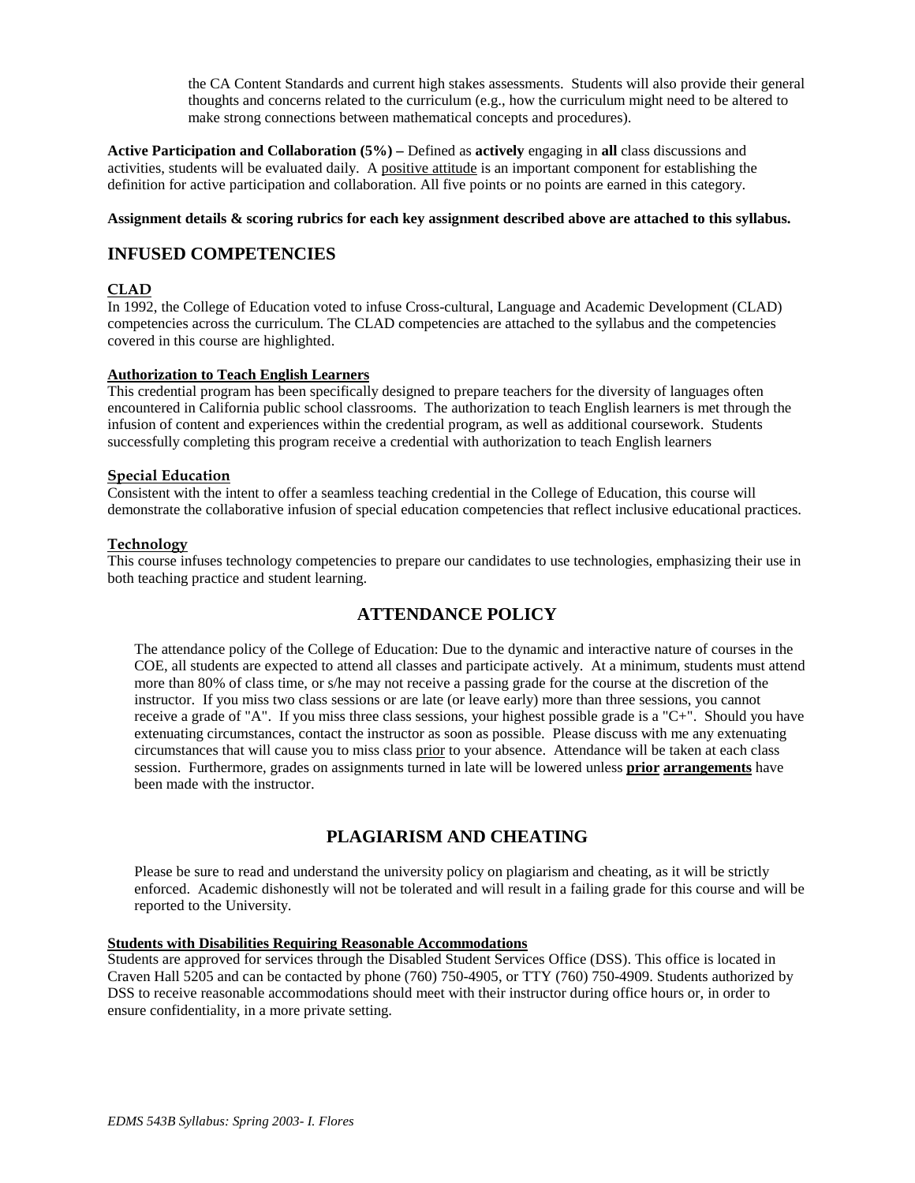the CA Content Standards and current high stakes assessments. Students will also provide their general thoughts and concerns related to the curriculum (e.g., how the curriculum might need to be altered to make strong connections between mathematical concepts and procedures).

**Active Participation and Collaboration (5%) –** Defined as **actively** engaging in **all** class discussions and activities, students will be evaluated daily. A positive attitude is an important component for establishing the definition for active participation and collaboration. All five points or no points are earned in this category.

**Assignment details & scoring rubrics for each key assignment described above are attached to this syllabus.**

## INFUSED COMPETENCIES

### CLAD

In 1992, the College of Education voted to infuse Cross-cultural, Language and Academic Development (CLAD) competencies across the curriculum. The CLAD competencies are attached to the syllabus and the competencies covered in this course are highlighted.

### Authorization to Teach English Learners

This credential program has been specifically designed to prepare teachers for the diversity of languages often encountered in California public school classrooms. The authorization to teach English learners is met through the infusion of content and experiences within the credential program, as well as additional coursework. Students successfully completing this program receive a credential with authorization to teach English learners

### Special Education

Consistent with the intent to offer a seamless teaching credential in the College of Education, this course will demonstrate the collaborative infusion of special education competencies that reflect inclusive educational practices.

### Technology

This course infuses technology competencies to prepare our candidates to use technologies, emphasizing their use in both teaching practice and student learning.

## ATTENDANCE POLICY

The attendance policy of the College of Education: Due to the dynamic and interactive nature of courses in the COE, all students are expected to attend all classes and participate actively. At a minimum, students must attend more than 80% of class time, or s/he may not receive a passing grade for the course at the discretion of the instructor. If you miss two class sessions or are late (or leave early) more than three sessions, you cannot receive a grade of "A". If you miss three class sessions, your highest possible grade is a "C+". Should you have extenuating circumstances, contact the instructor as soon as possible. Please discuss with me any extenuating circumstances that will cause you to miss class prior to your absence. Attendance will be taken at each class session. Furthermore, grades on assignments turned in late will be lowered unless **prior arrangements** have been made with the instructor.

## PLAGIARISM AND CHEATING

Please be sure to read and understand the university policy on plagiarism and cheating, as it will be strictly enforced. Academic dishonestly will not be tolerated and will result in a failing grade for this course and will be reported to the University.

### Students with Disabilities Requiring Reasonable Accommodations

Students are approved for services through the Disabled Student Services Office (DSS). This office is located in Craven Hall 5205 and can be contacted by phone (760) 750-4905, or TTY (760) 750-4909. Students authorized by DSS to receive reasonable accommodations should meet with their instructor during office hours or, in order to ensure confidentiality, in a more private setting.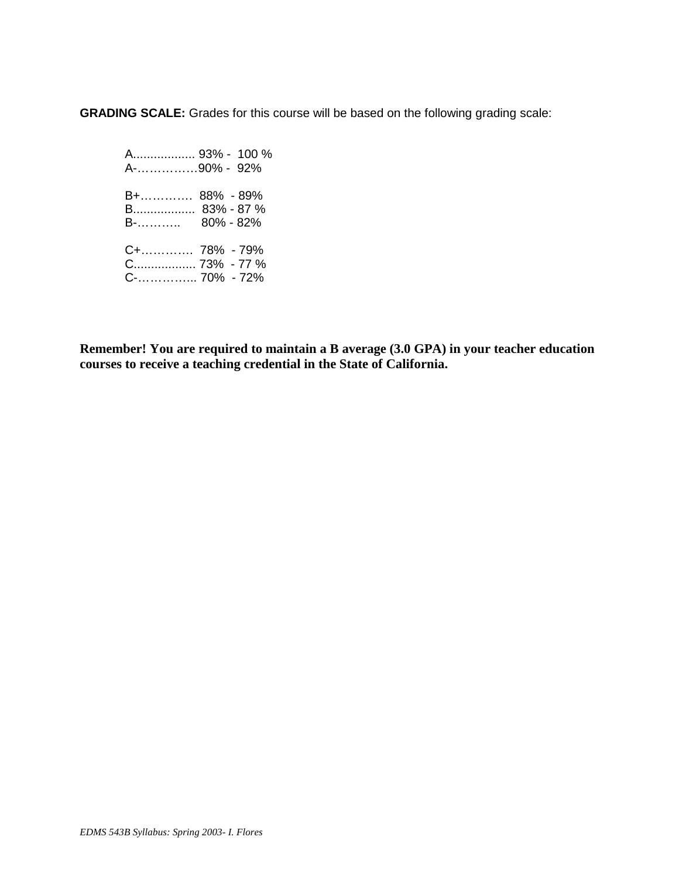**GRADING SCALE:** Grades for this course will be based on the following grading scale:

A.................. 93% - 100 %
A-……………90% - 92%

B+…………. 88% - 89%
B.................. 83% - 87 %
B-……….. 80% - 82%

C+…………. 78% - 79%
C.................. 73% - 77 %
C-…………... 70% - 72%

**Remember! You are required to maintain a B average (3.0 GPA) in your teacher education courses to receive a teaching credential in the State of California.**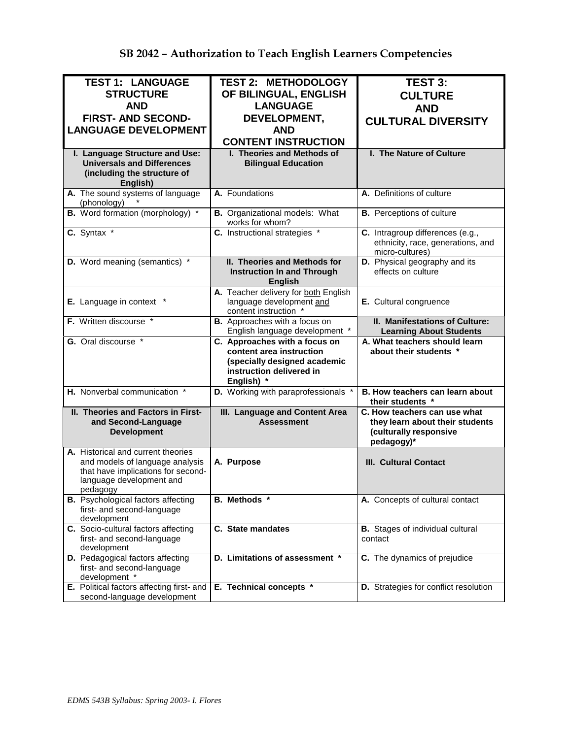# SB 2042 – Authorization to Teach English Learners Competencies

| TEST 1: LANGUAGE STRUCTURE AND FIRST- AND SECOND-LANGUAGE DEVELOPMENT | TEST 2: METHODOLOGY OF BILINGUAL, ENGLISH LANGUAGE DEVELOPMENT, AND CONTENT INSTRUCTION | TEST 3: CULTURE AND CULTURAL DIVERSITY |
|---|---|---|
| **I. Language Structure and Use: Universals and Differences (including the structure of English)** | **I. Theories and Methods of Bilingual Education** | **I. The Nature of Culture** |
| **A.** The sound systems of language (phonology) * | **A.** Foundations | **A.** Definitions of culture |
| **B.** Word formation (morphology) * | **B.** Organizational models: What works for whom? | **B.** Perceptions of culture |
| **C.** Syntax * | **C.** Instructional strategies * | **C.** Intragroup differences (e.g., ethnicity, race, generations, and micro-cultures) |
| **D.** Word meaning (semantics) * | **II. Theories and Methods for Instruction In and Through English** | **D.** Physical geography and its effects on culture |
| **E.** Language in context * | **A.** Teacher delivery for both English language development and content instruction * | **E.** Cultural congruence |
| **F.** Written discourse * | **B.** Approaches with a focus on English language development * | **II. Manifestations of Culture: Learning About Students** |
| **G.** Oral discourse * | **C. Approaches with a focus on content area instruction (specially designed academic instruction delivered in English) \*** | **A. What teachers should learn about their students \*** |
| **H.** Nonverbal communication * | **D.** Working with paraprofessionals * | **B. How teachers can learn about their students \*** |
| **II. Theories and Factors in First- and Second-Language Development** | **III. Language and Content Area Assessment** | **C. How teachers can use what they learn about their students (culturally responsive pedagogy)\*** |
| **A.** Historical and current theories and models of language analysis that have implications for second-language development and pedagogy | **A. Purpose** | **III. Cultural Contact** |
| **B.** Psychological factors affecting first- and second-language development | **B. Methods \*** | **A.** Concepts of cultural contact |
| **C.** Socio-cultural factors affecting first- and second-language development | **C. State mandates** | **B.** Stages of individual cultural contact |
| **D.** Pedagogical factors affecting first- and second-language development * | **D. Limitations of assessment \*** | **C.** The dynamics of prejudice |
| **E.** Political factors affecting first- and second-language development | **E. Technical concepts \*** | **D.** Strategies for conflict resolution |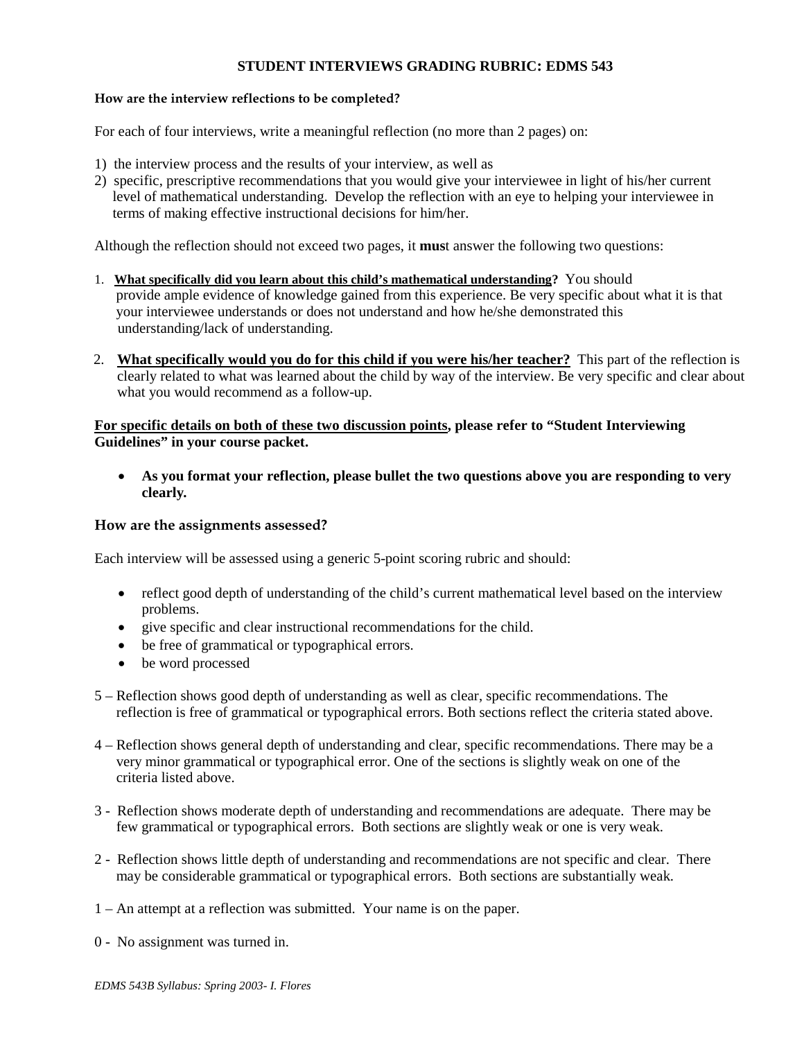## STUDENT INTERVIEWS GRADING RUBRIC: EDMS 543

**How are the interview reflections to be completed?**

For each of four interviews, write a meaningful reflection (no more than 2 pages) on:

1) the interview process and the results of your interview, as well as
2) specific, prescriptive recommendations that you would give your interviewee in light of his/her current level of mathematical understanding. Develop the reflection with an eye to helping your interviewee in terms of making effective instructional decisions for him/her.

Although the reflection should not exceed two pages, it **mus**t answer the following two questions:

1. **What specifically did you learn about this child's mathematical understanding?** You should provide ample evidence of knowledge gained from this experience. Be very specific about what it is that your interviewee understands or does not understand and how he/she demonstrated this understanding/lack of understanding.

2. **What specifically would you do for this child if you were his/her teacher?** This part of the reflection is clearly related to what was learned about the child by way of the interview. Be very specific and clear about what you would recommend as a follow-up.

**For specific details on both of these two discussion points, please refer to "Student Interviewing Guidelines" in your course packet.**

- **As you format your reflection, please bullet the two questions above you are responding to very clearly.**

### How are the assignments assessed?

Each interview will be assessed using a generic 5-point scoring rubric and should:

- reflect good depth of understanding of the child's current mathematical level based on the interview problems.
- give specific and clear instructional recommendations for the child.
- be free of grammatical or typographical errors.
- be word processed

5 – Reflection shows good depth of understanding as well as clear, specific recommendations. The reflection is free of grammatical or typographical errors. Both sections reflect the criteria stated above.

4 – Reflection shows general depth of understanding and clear, specific recommendations. There may be a very minor grammatical or typographical error. One of the sections is slightly weak on one of the criteria listed above.

3 - Reflection shows moderate depth of understanding and recommendations are adequate. There may be few grammatical or typographical errors. Both sections are slightly weak or one is very weak.

2 - Reflection shows little depth of understanding and recommendations are not specific and clear. There may be considerable grammatical or typographical errors. Both sections are substantially weak.

1 – An attempt at a reflection was submitted. Your name is on the paper.

0 - No assignment was turned in.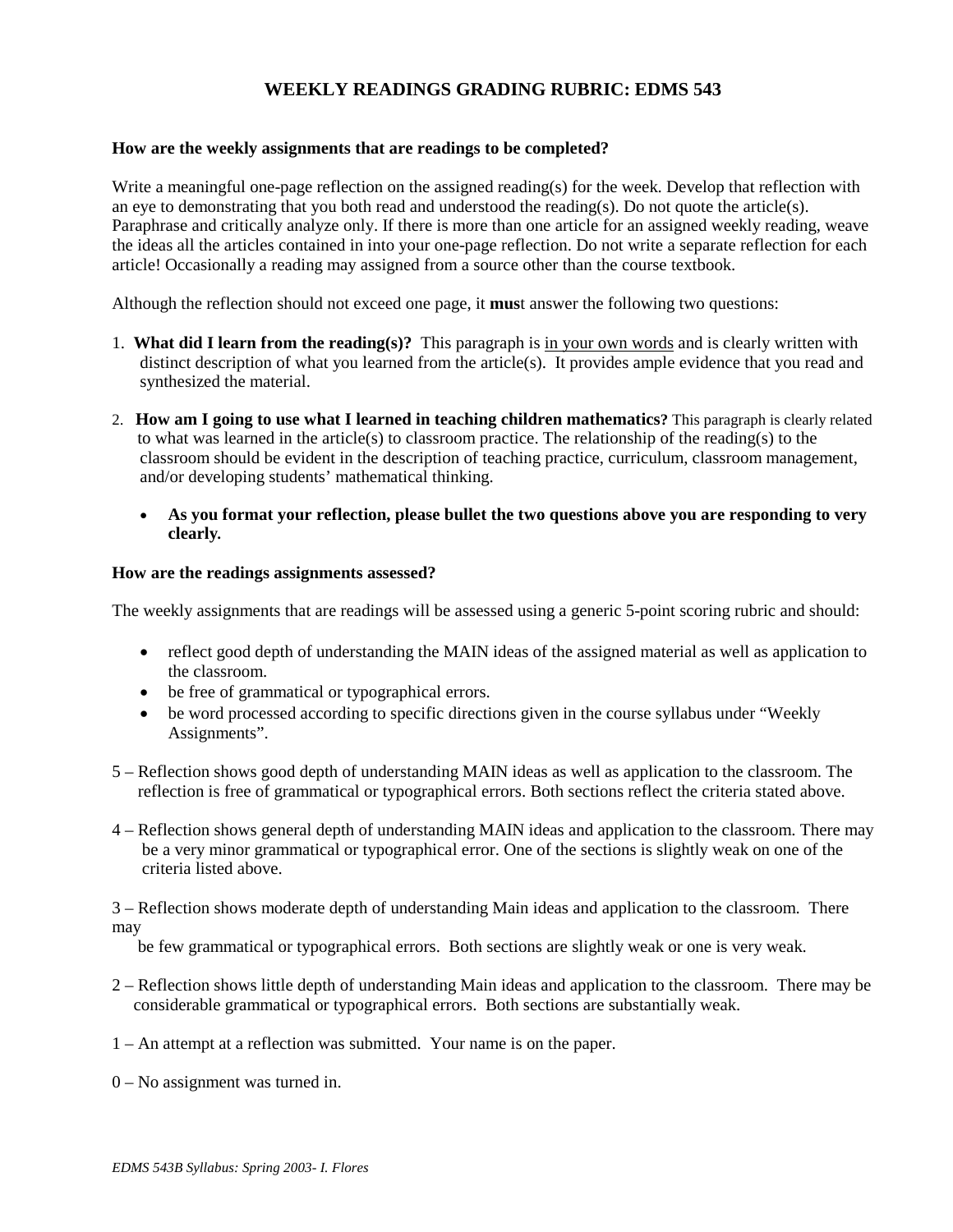# WEEKLY READINGS GRADING RUBRIC: EDMS 543

**How are the weekly assignments that are readings to be completed?**

Write a meaningful one-page reflection on the assigned reading(s) for the week. Develop that reflection with an eye to demonstrating that you both read and understood the reading(s). Do not quote the article(s). Paraphrase and critically analyze only. If there is more than one article for an assigned weekly reading, weave the ideas all the articles contained in into your one-page reflection. Do not write a separate reflection for each article! Occasionally a reading may assigned from a source other than the course textbook.

Although the reflection should not exceed one page, it **mus**t answer the following two questions:

1. **What did I learn from the reading(s)?** This paragraph is in your own words and is clearly written with distinct description of what you learned from the article(s). It provides ample evidence that you read and synthesized the material.

2. **How am I going to use what I learned in teaching children mathematics?** This paragraph is clearly related to what was learned in the article(s) to classroom practice. The relationship of the reading(s) to the classroom should be evident in the description of teaching practice, curriculum, classroom management, and/or developing students' mathematical thinking.

   - **As you format your reflection, please bullet the two questions above you are responding to very clearly.**

**How are the readings assignments assessed?**

The weekly assignments that are readings will be assessed using a generic 5-point scoring rubric and should:

- reflect good depth of understanding the MAIN ideas of the assigned material as well as application to the classroom.
- be free of grammatical or typographical errors.
- be word processed according to specific directions given in the course syllabus under "Weekly Assignments".

5 – Reflection shows good depth of understanding MAIN ideas as well as application to the classroom. The reflection is free of grammatical or typographical errors. Both sections reflect the criteria stated above.

4 – Reflection shows general depth of understanding MAIN ideas and application to the classroom. There may be a very minor grammatical or typographical error. One of the sections is slightly weak on one of the criteria listed above.

3 – Reflection shows moderate depth of understanding Main ideas and application to the classroom. There may be few grammatical or typographical errors. Both sections are slightly weak or one is very weak.

2 – Reflection shows little depth of understanding Main ideas and application to the classroom. There may be considerable grammatical or typographical errors. Both sections are substantially weak.

1 – An attempt at a reflection was submitted. Your name is on the paper.

0 – No assignment was turned in.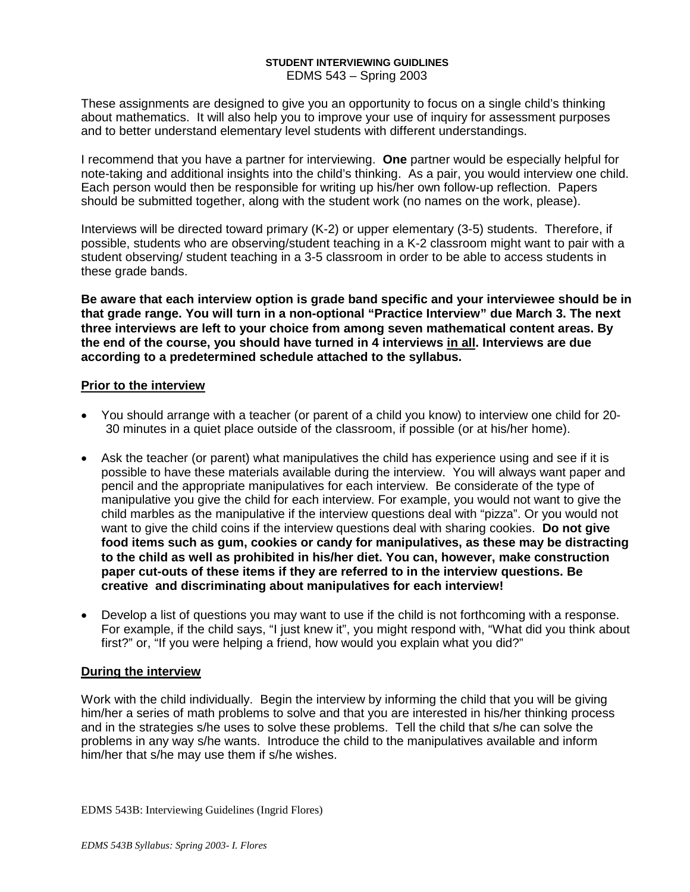**STUDENT INTERVIEWING GUIDLINES**
EDMS 543 – Spring 2003

These assignments are designed to give you an opportunity to focus on a single child's thinking about mathematics. It will also help you to improve your use of inquiry for assessment purposes and to better understand elementary level students with different understandings.

I recommend that you have a partner for interviewing. **One** partner would be especially helpful for note-taking and additional insights into the child's thinking. As a pair, you would interview one child. Each person would then be responsible for writing up his/her own follow-up reflection. Papers should be submitted together, along with the student work (no names on the work, please).

Interviews will be directed toward primary (K-2) or upper elementary (3-5) students. Therefore, if possible, students who are observing/student teaching in a K-2 classroom might want to pair with a student observing/ student teaching in a 3-5 classroom in order to be able to access students in these grade bands.

**Be aware that each interview option is grade band specific and your interviewee should be in that grade range. You will turn in a non-optional "Practice Interview" due March 3. The next three interviews are left to your choice from among seven mathematical content areas. By the end of the course, you should have turned in 4 interviews <u>in all</u>. Interviews are due according to a predetermined schedule attached to the syllabus.**

## <u>Prior to the interview</u>

- You should arrange with a teacher (or parent of a child you know) to interview one child for 20-30 minutes in a quiet place outside of the classroom, if possible (or at his/her home).
- Ask the teacher (or parent) what manipulatives the child has experience using and see if it is possible to have these materials available during the interview. You will always want paper and pencil and the appropriate manipulatives for each interview. Be considerate of the type of manipulative you give the child for each interview. For example, you would not want to give the child marbles as the manipulative if the interview questions deal with "pizza". Or you would not want to give the child coins if the interview questions deal with sharing cookies. **Do not give food items such as gum, cookies or candy for manipulatives, as these may be distracting to the child as well as prohibited in his/her diet. You can, however, make construction paper cut-outs of these items if they are referred to in the interview questions. Be creative and discriminating about manipulatives for each interview!**
- Develop a list of questions you may want to use if the child is not forthcoming with a response. For example, if the child says, "I just knew it", you might respond with, "What did you think about first?" or, "If you were helping a friend, how would you explain what you did?"

## <u>During the interview</u>

Work with the child individually. Begin the interview by informing the child that you will be giving him/her a series of math problems to solve and that you are interested in his/her thinking process and in the strategies s/he uses to solve these problems. Tell the child that s/he can solve the problems in any way s/he wants. Introduce the child to the manipulatives available and inform him/her that s/he may use them if s/he wishes.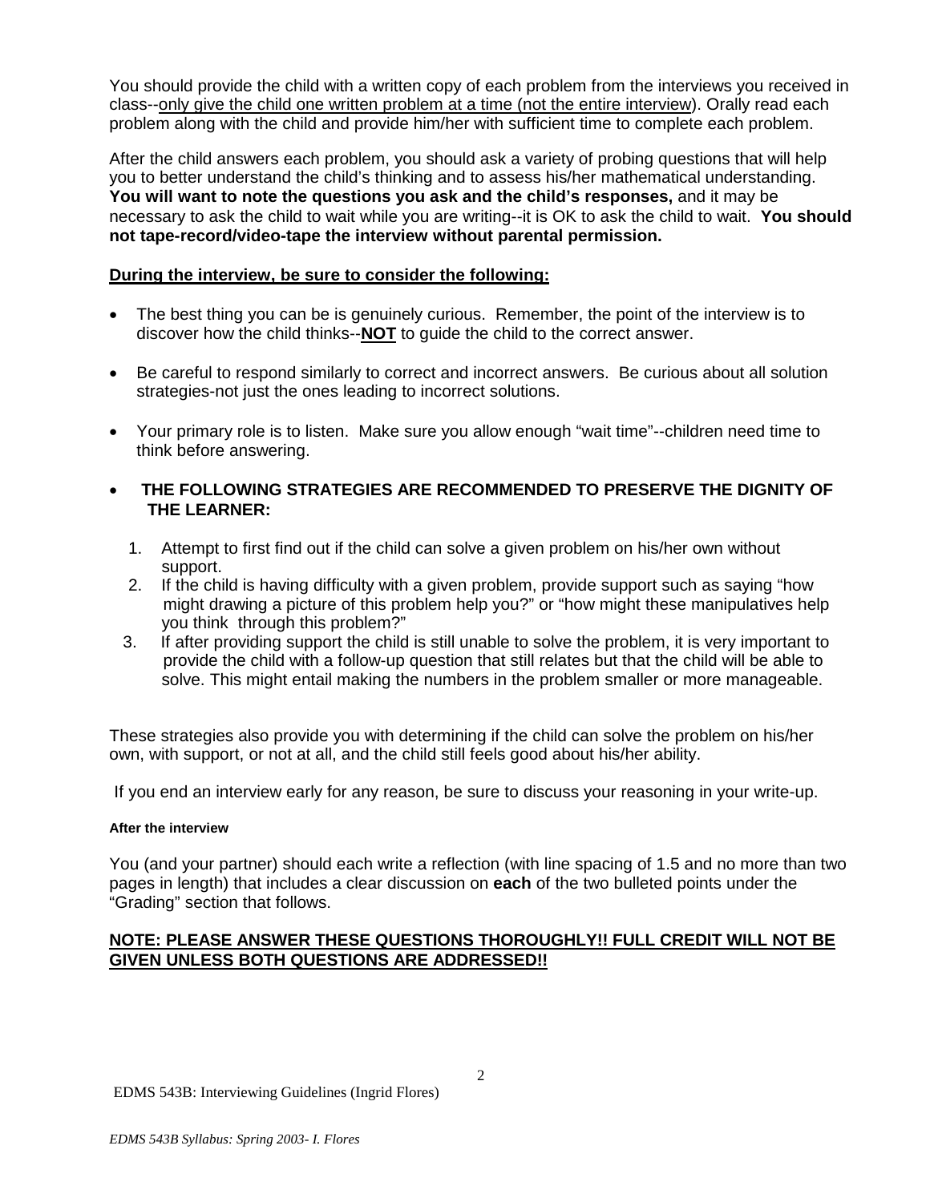You should provide the child with a written copy of each problem from the interviews you received in class--only give the child one written problem at a time (not the entire interview). Orally read each problem along with the child and provide him/her with sufficient time to complete each problem.

After the child answers each problem, you should ask a variety of probing questions that will help you to better understand the child's thinking and to assess his/her mathematical understanding. **You will want to note the questions you ask and the child's responses,** and it may be necessary to ask the child to wait while you are writing--it is OK to ask the child to wait. **You should not tape-record/video-tape the interview without parental permission.**

**During the interview, be sure to consider the following:**

- The best thing you can be is genuinely curious. Remember, the point of the interview is to discover how the child thinks--**NOT** to guide the child to the correct answer.
- Be careful to respond similarly to correct and incorrect answers. Be curious about all solution strategies-not just the ones leading to incorrect solutions.
- Your primary role is to listen. Make sure you allow enough "wait time"--children need time to think before answering.
- **THE FOLLOWING STRATEGIES ARE RECOMMENDED TO PRESERVE THE DIGNITY OF THE LEARNER:**
  1. Attempt to first find out if the child can solve a given problem on his/her own without support.
  2. If the child is having difficulty with a given problem, provide support such as saying "how might drawing a picture of this problem help you?" or "how might these manipulatives help you think through this problem?"
  3. If after providing support the child is still unable to solve the problem, it is very important to provide the child with a follow-up question that still relates but that the child will be able to solve. This might entail making the numbers in the problem smaller or more manageable.

These strategies also provide you with determining if the child can solve the problem on his/her own, with support, or not at all, and the child still feels good about his/her ability.

If you end an interview early for any reason, be sure to discuss your reasoning in your write-up.

**After the interview**

You (and your partner) should each write a reflection (with line spacing of 1.5 and no more than two pages in length) that includes a clear discussion on **each** of the two bulleted points under the "Grading" section that follows.

**NOTE: PLEASE ANSWER THESE QUESTIONS THOROUGHLY!! FULL CREDIT WILL NOT BE GIVEN UNLESS BOTH QUESTIONS ARE ADDRESSED!!**

EDMS 543B: Interviewing Guidelines (Ingrid Flores)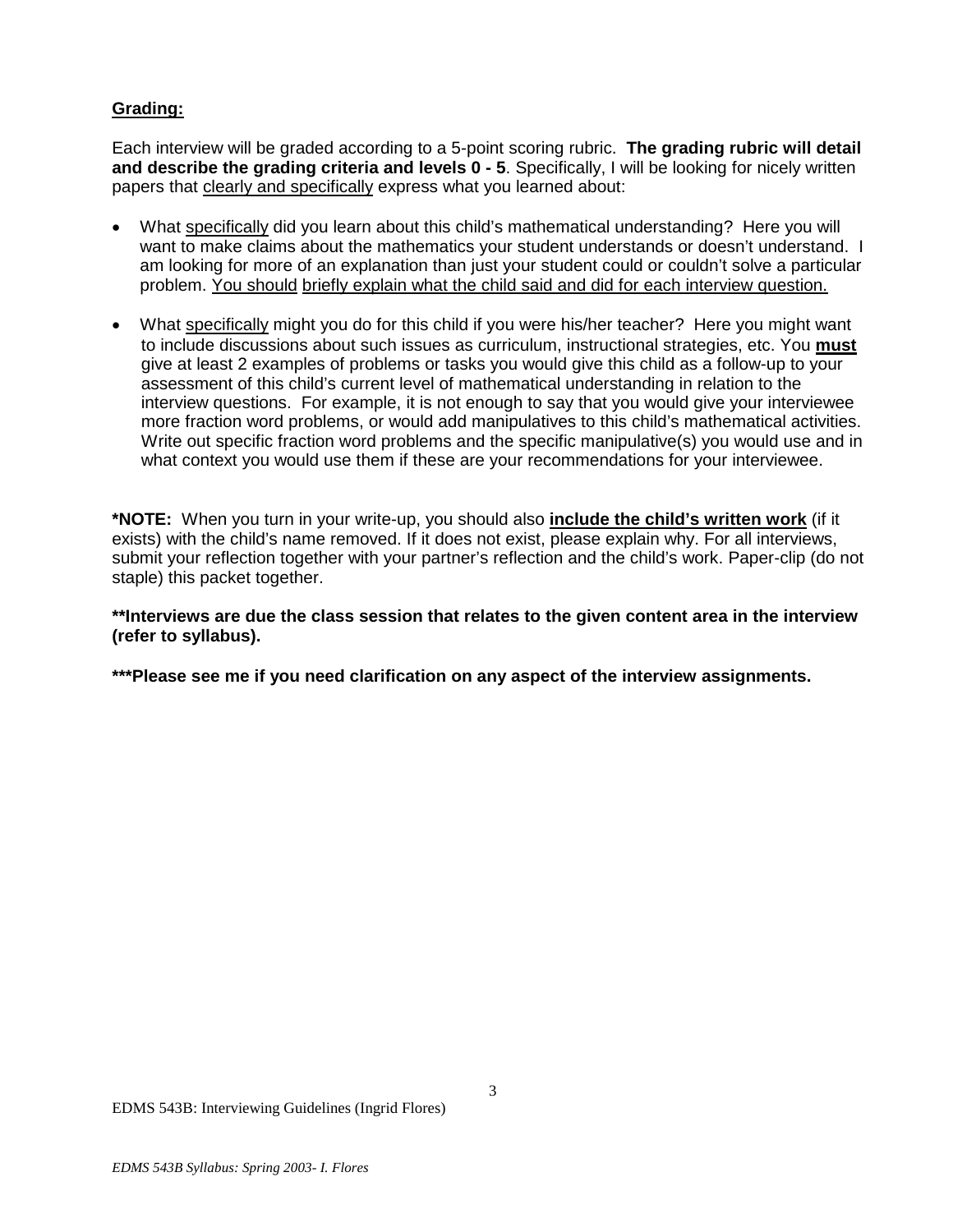**Grading:**

Each interview will be graded according to a 5-point scoring rubric. **The grading rubric will detail and describe the grading criteria and levels 0 - 5**. Specifically, I will be looking for nicely written papers that clearly and specifically express what you learned about:

- What specifically did you learn about this child's mathematical understanding? Here you will want to make claims about the mathematics your student understands or doesn't understand. I am looking for more of an explanation than just your student could or couldn't solve a particular problem. You should briefly explain what the child said and did for each interview question.
- What specifically might you do for this child if you were his/her teacher? Here you might want to include discussions about such issues as curriculum, instructional strategies, etc. You **must** give at least 2 examples of problems or tasks you would give this child as a follow-up to your assessment of this child's current level of mathematical understanding in relation to the interview questions. For example, it is not enough to say that you would give your interviewee more fraction word problems, or would add manipulatives to this child's mathematical activities. Write out specific fraction word problems and the specific manipulative(s) you would use and in what context you would use them if these are your recommendations for your interviewee.

***NOTE:** When you turn in your write-up, you should also **include the child's written work** (if it exists) with the child's name removed. If it does not exist, please explain why. For all interviews, submit your reflection together with your partner's reflection and the child's work. Paper-clip (do not staple) this packet together.

****Interviews are due the class session that relates to the given content area in the interview (refer to syllabus).**

*****Please see me if you need clarification on any aspect of the interview assignments.**

EDMS 543B: Interviewing Guidelines (Ingrid Flores)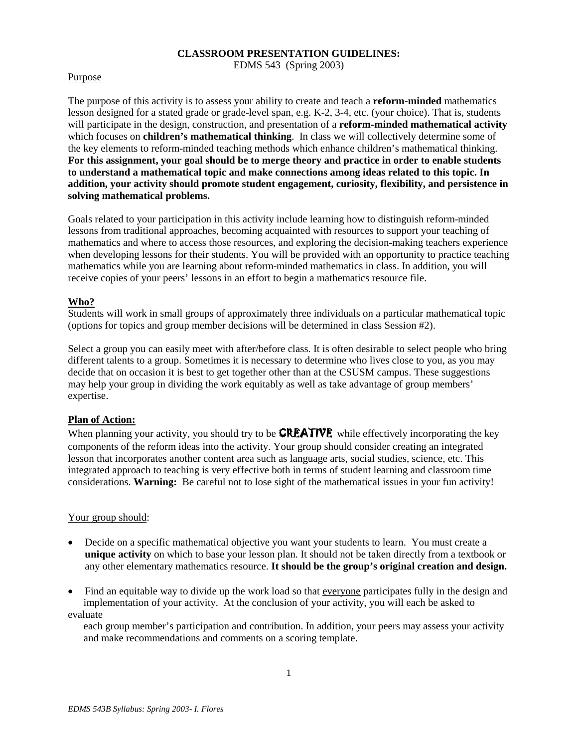**CLASSROOM PRESENTATION GUIDELINES:**
EDMS 543 (Spring 2003)

Purpose

The purpose of this activity is to assess your ability to create and teach a **reform-minded** mathematics lesson designed for a stated grade or grade-level span, e.g. K-2, 3-4, etc. (your choice). That is, students will participate in the design, construction, and presentation of a **reform-minded mathematical activity** which focuses on **children's mathematical thinking**. In class we will collectively determine some of the key elements to reform-minded teaching methods which enhance children's mathematical thinking. **For this assignment, your goal should be to merge theory and practice in order to enable students to understand a mathematical topic and make connections among ideas related to this topic. In addition, your activity should promote student engagement, curiosity, flexibility, and persistence in solving mathematical problems.**

Goals related to your participation in this activity include learning how to distinguish reform-minded lessons from traditional approaches, becoming acquainted with resources to support your teaching of mathematics and where to access those resources, and exploring the decision-making teachers experience when developing lessons for their students. You will be provided with an opportunity to practice teaching mathematics while you are learning about reform-minded mathematics in class. In addition, you will receive copies of your peers' lessons in an effort to begin a mathematics resource file.

**Who?**

Students will work in small groups of approximately three individuals on a particular mathematical topic (options for topics and group member decisions will be determined in class Session #2).

Select a group you can easily meet with after/before class. It is often desirable to select people who bring different talents to a group. Sometimes it is necessary to determine who lives close to you, as you may decide that on occasion it is best to get together other than at the CSUSM campus. These suggestions may help your group in dividing the work equitably as well as take advantage of group members' expertise.

**Plan of Action:**

When planning your activity, you should try to be **CREATIVE** while effectively incorporating the key components of the reform ideas into the activity. Your group should consider creating an integrated lesson that incorporates another content area such as language arts, social studies, science, etc. This integrated approach to teaching is very effective both in terms of student learning and classroom time considerations. **Warning:** Be careful not to lose sight of the mathematical issues in your fun activity!

Your group should:

- Decide on a specific mathematical objective you want your students to learn. You must create a **unique activity** on which to base your lesson plan. It should not be taken directly from a textbook or any other elementary mathematics resource. **It should be the group's original creation and design.**
- Find an equitable way to divide up the work load so that everyone participates fully in the design and implementation of your activity. At the conclusion of your activity, you will each be asked to evaluate each group member's participation and contribution. In addition, your peers may assess your activity and make recommendations and comments on a scoring template.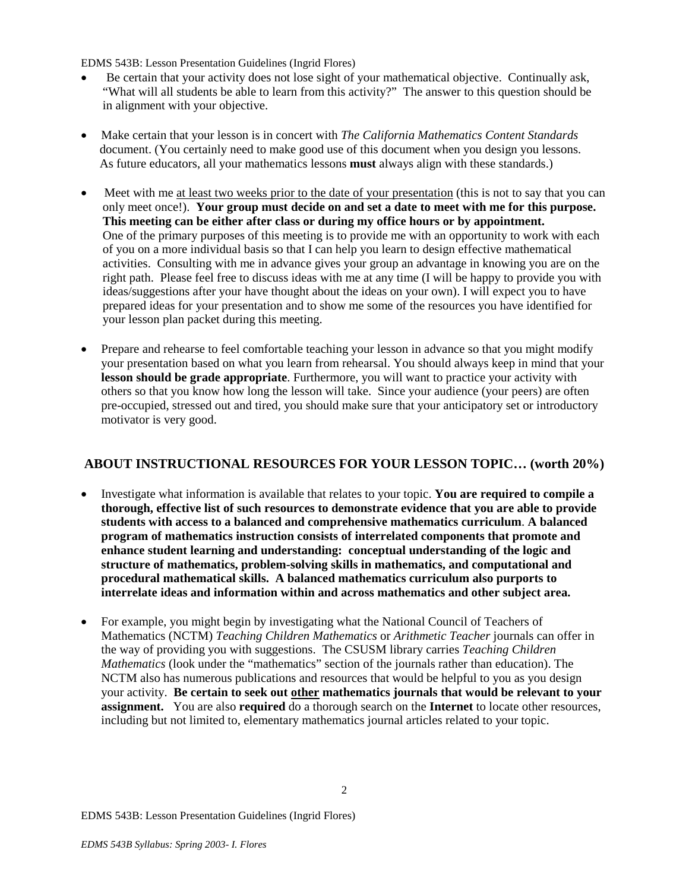- Be certain that your activity does not lose sight of your mathematical objective. Continually ask, "What will all students be able to learn from this activity?" The answer to this question should be in alignment with your objective.

- Make certain that your lesson is in concert with *The California Mathematics Content Standards* document. (You certainly need to make good use of this document when you design you lessons. As future educators, all your mathematics lessons **must** always align with these standards.)

- Meet with me <u>at least two weeks prior to the date of your presentation</u> (this is not to say that you can only meet once!). **Your group must decide on and set a date to meet with me for this purpose. This meeting can be either after class or during my office hours or by appointment.** One of the primary purposes of this meeting is to provide me with an opportunity to work with each of you on a more individual basis so that I can help you learn to design effective mathematical activities. Consulting with me in advance gives your group an advantage in knowing you are on the right path. Please feel free to discuss ideas with me at any time (I will be happy to provide you with ideas/suggestions after your have thought about the ideas on your own). I will expect you to have prepared ideas for your presentation and to show me some of the resources you have identified for your lesson plan packet during this meeting.

- Prepare and rehearse to feel comfortable teaching your lesson in advance so that you might modify your presentation based on what you learn from rehearsal. You should always keep in mind that your **lesson should be grade appropriate**. Furthermore, you will want to practice your activity with others so that you know how long the lesson will take. Since your audience (your peers) are often pre-occupied, stressed out and tired, you should make sure that your anticipatory set or introductory motivator is very good.

## ABOUT INSTRUCTIONAL RESOURCES FOR YOUR LESSON TOPIC… (worth 20%)

- Investigate what information is available that relates to your topic. **You are required to compile a thorough, effective list of such resources to demonstrate evidence that you are able to provide students with access to a balanced and comprehensive mathematics curriculum**. **A balanced program of mathematics instruction consists of interrelated components that promote and enhance student learning and understanding: conceptual understanding of the logic and structure of mathematics, problem-solving skills in mathematics, and computational and procedural mathematical skills. A balanced mathematics curriculum also purports to interrelate ideas and information within and across mathematics and other subject area.**

- For example, you might begin by investigating what the National Council of Teachers of Mathematics (NCTM) *Teaching Children Mathematics* or *Arithmetic Teacher* journals can offer in the way of providing you with suggestions. The CSUSM library carries *Teaching Children Mathematics* (look under the "mathematics" section of the journals rather than education). The NCTM also has numerous publications and resources that would be helpful to you as you design your activity. **Be certain to seek out <u>other</u> mathematics journals that would be relevant to your assignment.** You are also **required** do a thorough search on the **Internet** to locate other resources, including but not limited to, elementary mathematics journal articles related to your topic.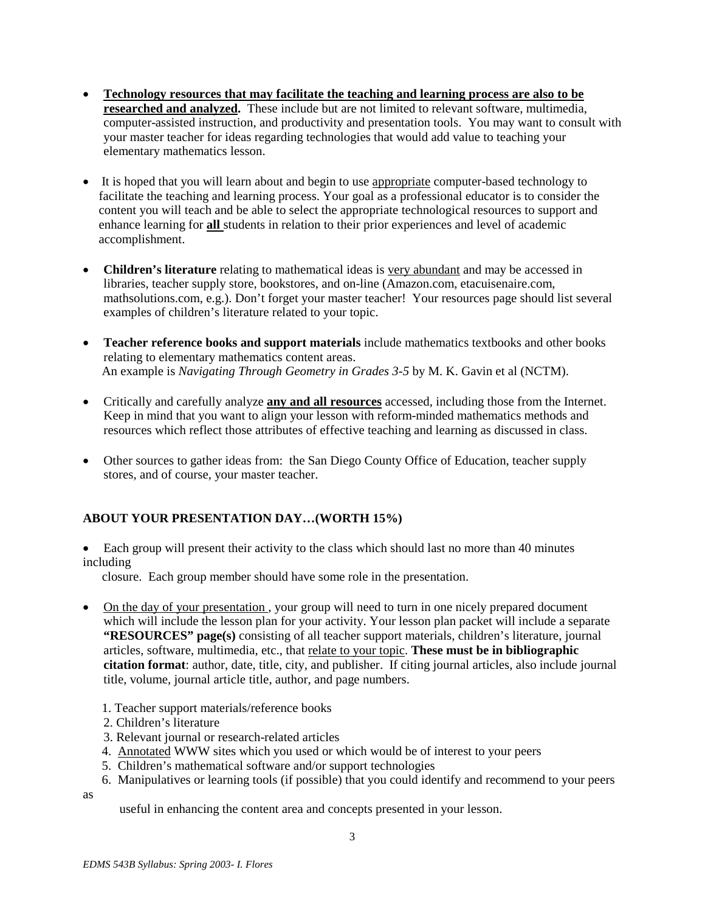- **Technology resources that may facilitate the teaching and learning process are also to be researched and analyzed.** These include but are not limited to relevant software, multimedia, computer-assisted instruction, and productivity and presentation tools. You may want to consult with your master teacher for ideas regarding technologies that would add value to teaching your elementary mathematics lesson.

- It is hoped that you will learn about and begin to use appropriate computer-based technology to facilitate the teaching and learning process. Your goal as a professional educator is to consider the content you will teach and be able to select the appropriate technological resources to support and enhance learning for **all** students in relation to their prior experiences and level of academic accomplishment.

- **Children's literature** relating to mathematical ideas is very abundant and may be accessed in libraries, teacher supply store, bookstores, and on-line (Amazon.com, etacuisenaire.com, mathsolutions.com, e.g.). Don't forget your master teacher! Your resources page should list several examples of children's literature related to your topic.

- **Teacher reference books and support materials** include mathematics textbooks and other books relating to elementary mathematics content areas.
  An example is *Navigating Through Geometry in Grades 3-5* by M. K. Gavin et al (NCTM).

- Critically and carefully analyze **any and all resources** accessed, including those from the Internet. Keep in mind that you want to align your lesson with reform-minded mathematics methods and resources which reflect those attributes of effective teaching and learning as discussed in class.

- Other sources to gather ideas from: the San Diego County Office of Education, teacher supply stores, and of course, your master teacher.

## ABOUT YOUR PRESENTATION DAY…(WORTH 15%)

- Each group will present their activity to the class which should last no more than 40 minutes including closure. Each group member should have some role in the presentation.

- On the day of your presentation, your group will need to turn in one nicely prepared document which will include the lesson plan for your activity. Your lesson plan packet will include a separate **"RESOURCES" page(s)** consisting of all teacher support materials, children's literature, journal articles, software, multimedia, etc., that relate to your topic. **These must be in bibliographic citation format**: author, date, title, city, and publisher. If citing journal articles, also include journal title, volume, journal article title, author, and page numbers.

  1. Teacher support materials/reference books
  2. Children's literature
  3. Relevant journal or research-related articles
  4. Annotated WWW sites which you used or which would be of interest to your peers
  5. Children's mathematical software and/or support technologies
  6. Manipulatives or learning tools (if possible) that you could identify and recommend to your peers as useful in enhancing the content area and concepts presented in your lesson.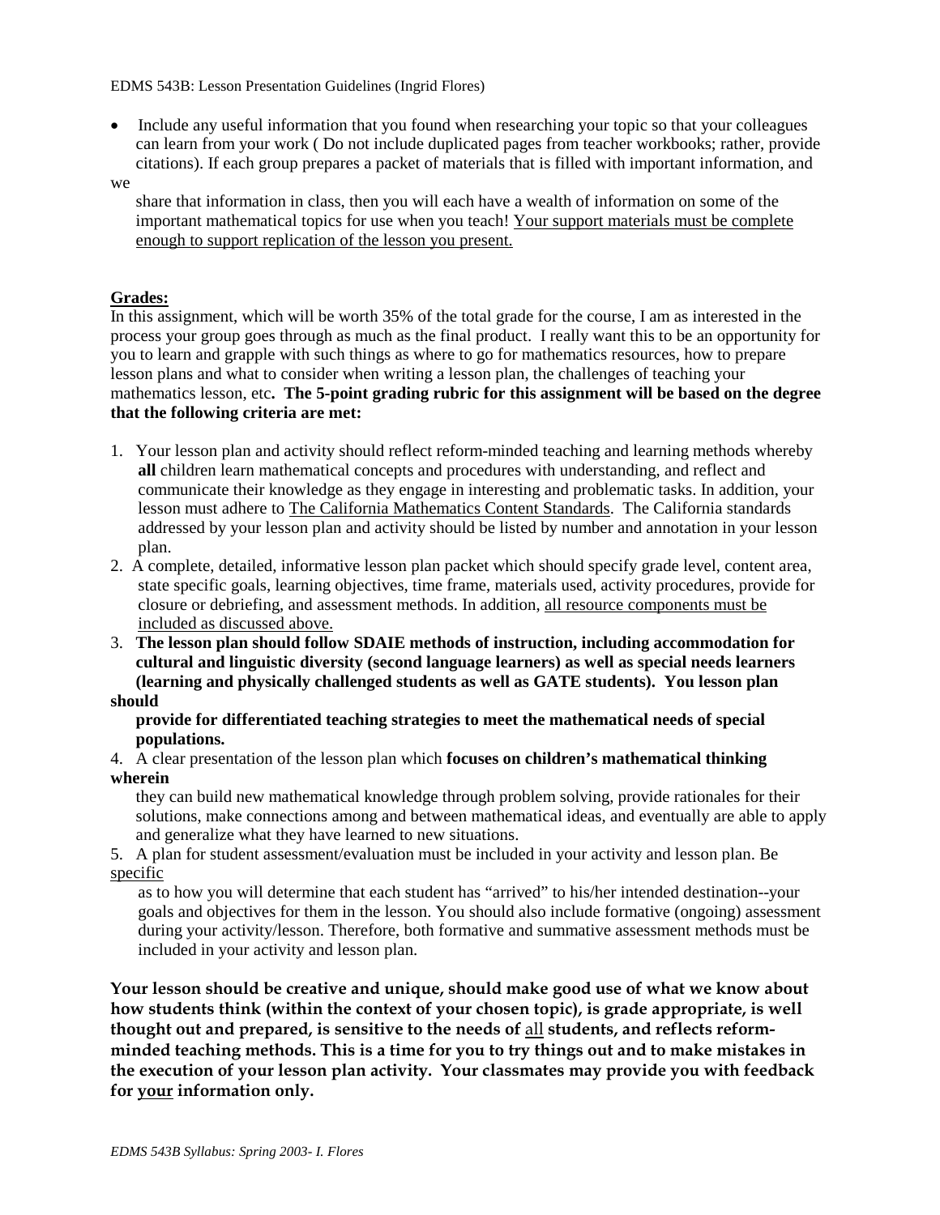EDMS 543B: Lesson Presentation Guidelines (Ingrid Flores)

- Include any useful information that you found when researching your topic so that your colleagues can learn from your work ( Do not include duplicated pages from teacher workbooks; rather, provide citations). If each group prepares a packet of materials that is filled with important information, and we share that information in class, then you will each have a wealth of information on some of the important mathematical topics for use when you teach! Your support materials must be complete enough to support replication of the lesson you present.

**Grades:**

In this assignment, which will be worth 35% of the total grade for the course, I am as interested in the process your group goes through as much as the final product. I really want this to be an opportunity for you to learn and grapple with such things as where to go for mathematics resources, how to prepare lesson plans and what to consider when writing a lesson plan, the challenges of teaching your mathematics lesson, etc**. The 5-point grading rubric for this assignment will be based on the degree that the following criteria are met:**

1. Your lesson plan and activity should reflect reform-minded teaching and learning methods whereby **all** children learn mathematical concepts and procedures with understanding, and reflect and communicate their knowledge as they engage in interesting and problematic tasks. In addition, your lesson must adhere to The California Mathematics Content Standards. The California standards addressed by your lesson plan and activity should be listed by number and annotation in your lesson plan.
2. A complete, detailed, informative lesson plan packet which should specify grade level, content area, state specific goals, learning objectives, time frame, materials used, activity procedures, provide for closure or debriefing, and assessment methods. In addition, all resource components must be included as discussed above.
3. **The lesson plan should follow SDAIE methods of instruction, including accommodation for cultural and linguistic diversity (second language learners) as well as special needs learners (learning and physically challenged students as well as GATE students). You lesson plan should provide for differentiated teaching strategies to meet the mathematical needs of special populations.**
4. A clear presentation of the lesson plan which **focuses on children's mathematical thinking wherein** they can build new mathematical knowledge through problem solving, provide rationales for their solutions, make connections among and between mathematical ideas, and eventually are able to apply and generalize what they have learned to new situations.
5. A plan for student assessment/evaluation must be included in your activity and lesson plan. Be specific as to how you will determine that each student has "arrived" to his/her intended destination--your goals and objectives for them in the lesson. You should also include formative (ongoing) assessment during your activity/lesson. Therefore, both formative and summative assessment methods must be included in your activity and lesson plan.

**Your lesson should be creative and unique, should make good use of what we know about how students think (within the context of your chosen topic), is grade appropriate, is well thought out and prepared, is sensitive to the needs of all students, and reflects reform-minded teaching methods. This is a time for you to try things out and to make mistakes in the execution of your lesson plan activity. Your classmates may provide you with feedback for your information only.**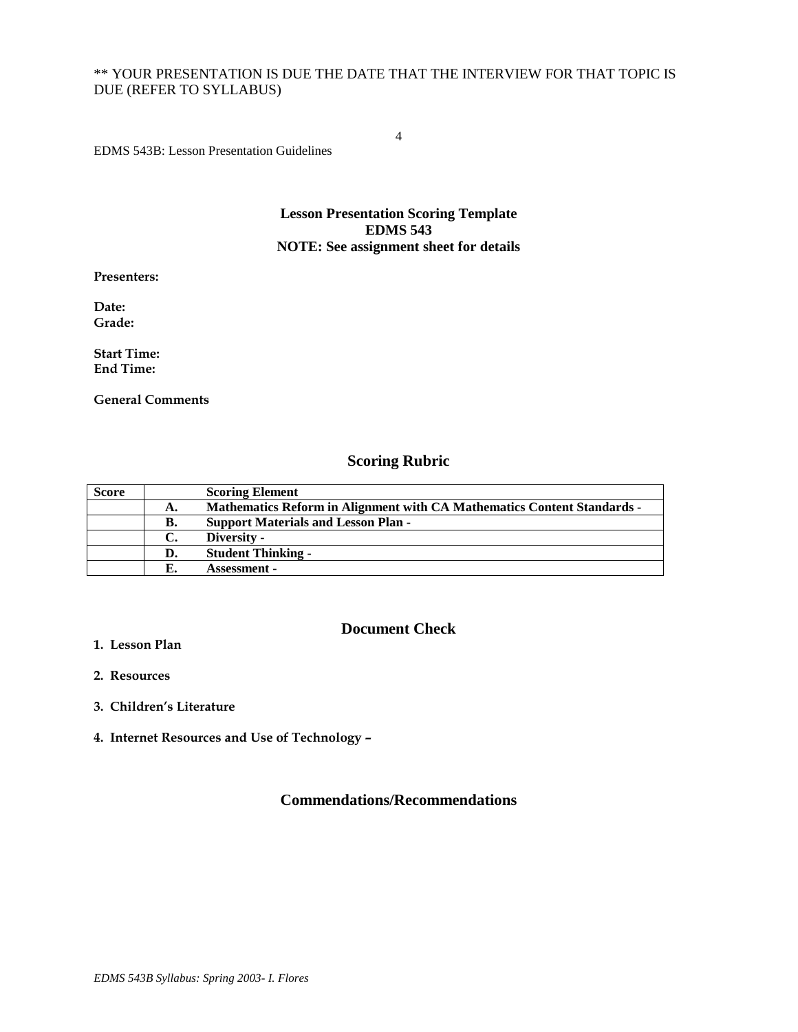** YOUR PRESENTATION IS DUE THE DATE THAT THE INTERVIEW FOR THAT TOPIC IS DUE (REFER TO SYLLABUS)

EDMS 543B: Lesson Presentation Guidelines

## Lesson Presentation Scoring Template
## EDMS 543
## NOTE: See assignment sheet for details

**Presenters:**

**Date:**
**Grade:**

**Start Time:**
**End Time:**

**General Comments**

## Scoring Rubric

| Score | | Scoring Element |
|---|---|---|
| | **A.** | **Mathematics Reform in Alignment with CA Mathematics Content Standards -** |
| | **B.** | **Support Materials and Lesson Plan -** |
| | **C.** | **Diversity -** |
| | **D.** | **Student Thinking -** |
| | **E.** | **Assessment -** |

## Document Check

1. **Lesson Plan**

2. **Resources**

3. **Children's Literature**

4. **Internet Resources and Use of Technology –**

## Commendations/Recommendations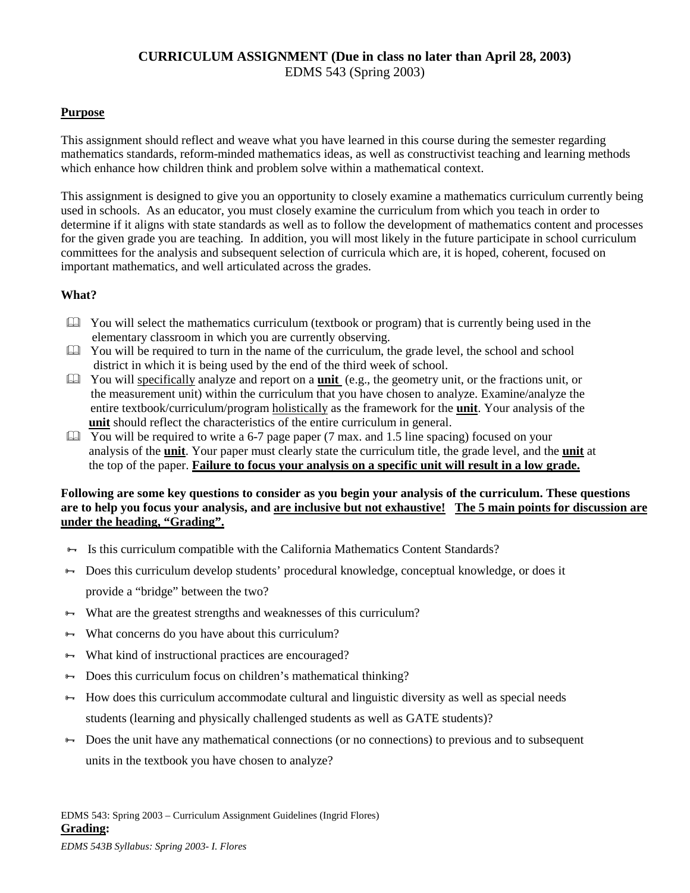**CURRICULUM ASSIGNMENT (Due in class no later than April 28, 2003)**
EDMS 543 (Spring 2003)

**Purpose**

This assignment should reflect and weave what you have learned in this course during the semester regarding mathematics standards, reform-minded mathematics ideas, as well as constructivist teaching and learning methods which enhance how children think and problem solve within a mathematical context.

This assignment is designed to give you an opportunity to closely examine a mathematics curriculum currently being used in schools. As an educator, you must closely examine the curriculum from which you teach in order to determine if it aligns with state standards as well as to follow the development of mathematics content and processes for the given grade you are teaching. In addition, you will most likely in the future participate in school curriculum committees for the analysis and subsequent selection of curricula which are, it is hoped, coherent, focused on important mathematics, and well articulated across the grades.

**What?**

- You will select the mathematics curriculum (textbook or program) that is currently being used in the elementary classroom in which you are currently observing.
- You will be required to turn in the name of the curriculum, the grade level, the school and school district in which it is being used by the end of the third week of school.
- You will specifically analyze and report on a **unit** (e.g., the geometry unit, or the fractions unit, or the measurement unit) within the curriculum that you have chosen to analyze. Examine/analyze the entire textbook/curriculum/program holistically as the framework for the **unit**. Your analysis of the **unit** should reflect the characteristics of the entire curriculum in general.
- You will be required to write a 6-7 page paper (7 max. and 1.5 line spacing) focused on your analysis of the **unit**. Your paper must clearly state the curriculum title, the grade level, and the **unit** at the top of the paper. **Failure to focus your analysis on a specific unit will result in a low grade.**

**Following are some key questions to consider as you begin your analysis of the curriculum. These questions are to help you focus your analysis, and are inclusive but not exhaustive! The 5 main points for discussion are under the heading, "Grading".**

- Is this curriculum compatible with the California Mathematics Content Standards?
- Does this curriculum develop students' procedural knowledge, conceptual knowledge, or does it provide a "bridge" between the two?
- What are the greatest strengths and weaknesses of this curriculum?
- What concerns do you have about this curriculum?
- What kind of instructional practices are encouraged?
- Does this curriculum focus on children's mathematical thinking?
- How does this curriculum accommodate cultural and linguistic diversity as well as special needs students (learning and physically challenged students as well as GATE students)?
- Does the unit have any mathematical connections (or no connections) to previous and to subsequent units in the textbook you have chosen to analyze?

EDMS 543: Spring 2003 – Curriculum Assignment Guidelines (Ingrid Flores)

**Grading:**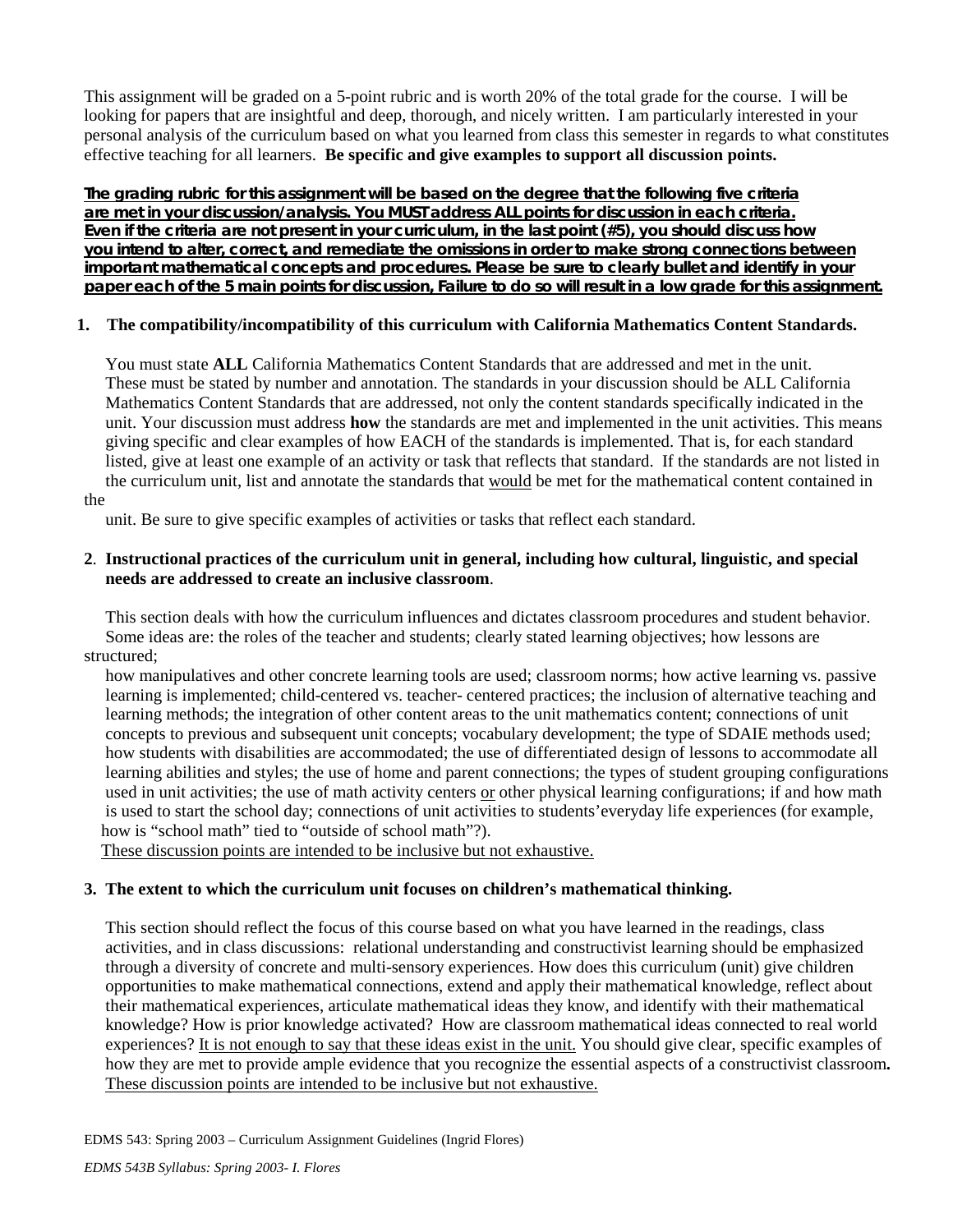This assignment will be graded on a 5-point rubric and is worth 20% of the total grade for the course. I will be looking for papers that are insightful and deep, thorough, and nicely written. I am particularly interested in your personal analysis of the curriculum based on what you learned from class this semester in regards to what constitutes effective teaching for all learners. **Be specific and give examples to support all discussion points.**

**<u>The grading rubric for this assignment will be based on the degree that the following five criteria are met in your discussion/analysis. You MUST address ALL points for discussion in each criteria. Even if the criteria are not present in your curriculum, in the last point (#5), you should discuss how you intend to alter, correct, and remediate the omissions in order to make strong connections between important mathematical concepts and procedures. Please be sure to clearly bullet and identify in your paper each of the 5 main points for discussion, Failure to do so will result in a low grade for this assignment.</u>**

1. **The compatibility/incompatibility of this curriculum with California Mathematics Content Standards.**

   You must state **ALL** California Mathematics Content Standards that are addressed and met in the unit. These must be stated by number and annotation. The standards in your discussion should be ALL California Mathematics Content Standards that are addressed, not only the content standards specifically indicated in the unit. Your discussion must address **how** the standards are met and implemented in the unit activities. This means giving specific and clear examples of how EACH of the standards is implemented. That is, for each standard listed, give at least one example of an activity or task that reflects that standard. If the standards are not listed in the curriculum unit, list and annotate the standards that <u>would</u> be met for the mathematical content contained in the unit. Be sure to give specific examples of activities or tasks that reflect each standard.

2. **Instructional practices of the curriculum unit in general, including how cultural, linguistic, and special needs are addressed to create an inclusive classroom**.

   This section deals with how the curriculum influences and dictates classroom procedures and student behavior. Some ideas are: the roles of the teacher and students; clearly stated learning objectives; how lessons are structured; how manipulatives and other concrete learning tools are used; classroom norms; how active learning vs. passive learning is implemented; child-centered vs. teacher- centered practices; the inclusion of alternative teaching and learning methods; the integration of other content areas to the unit mathematics content; connections of unit concepts to previous and subsequent unit concepts; vocabulary development; the type of SDAIE methods used; how students with disabilities are accommodated; the use of differentiated design of lessons to accommodate all learning abilities and styles; the use of home and parent connections; the types of student grouping configurations used in unit activities; the use of math activity centers <u>or</u> other physical learning configurations; if and how math is used to start the school day; connections of unit activities to students' everyday life experiences (for example, how is "school math" tied to "outside of school math"?).

   <u>These discussion points are intended to be inclusive but not exhaustive.</u>

3. **The extent to which the curriculum unit focuses on children's mathematical thinking.**

   This section should reflect the focus of this course based on what you have learned in the readings, class activities, and in class discussions: relational understanding and constructivist learning should be emphasized through a diversity of concrete and multi-sensory experiences. How does this curriculum (unit) give children opportunities to make mathematical connections, extend and apply their mathematical knowledge, reflect about their mathematical experiences, articulate mathematical ideas they know, and identify with their mathematical knowledge? How is prior knowledge activated? How are classroom mathematical ideas connected to real world experiences? <u>It is not enough to say that these ideas exist in the unit.</u> You should give clear, specific examples of how they are met to provide ample evidence that you recognize the essential aspects of a constructivist classroom**.** <u>These discussion points are intended to be inclusive but not exhaustive.</u>

EDMS 543: Spring 2003 – Curriculum Assignment Guidelines (Ingrid Flores)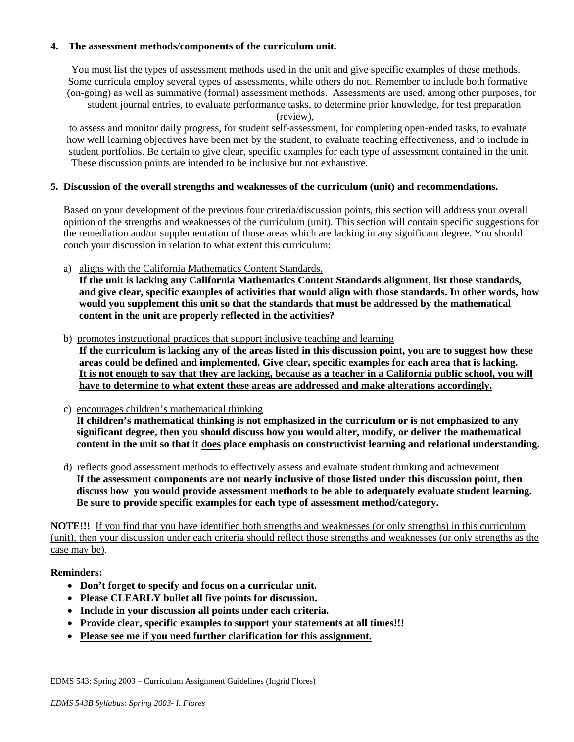**4. The assessment methods/components of the curriculum unit.**

You must list the types of assessment methods used in the unit and give specific examples of these methods. Some curricula employ several types of assessments, while others do not. Remember to include both formative (on-going) as well as summative (formal) assessment methods. Assessments are used, among other purposes, for student journal entries, to evaluate performance tasks, to determine prior knowledge, for test preparation (review), to assess and monitor daily progress, for student self-assessment, for completing open-ended tasks, to evaluate how well learning objectives have been met by the student, to evaluate teaching effectiveness, and to include in student portfolios. Be certain to give clear, specific examples for each type of assessment contained in the unit. <u>These discussion points are intended to be inclusive but not exhaustive</u>.

**5. Discussion of the overall strengths and weaknesses of the curriculum (unit) and recommendations.**

Based on your development of the previous four criteria/discussion points, this section will address your <u>overall</u> opinion of the strengths and weaknesses of the curriculum (unit). This section will contain specific suggestions for the remediation and/or supplementation of those areas which are lacking in any significant degree. <u>You should couch your discussion in relation to what extent this curriculum:</u>

a) <u>aligns with the California Mathematics Content Standards,</u>
**If the unit is lacking any California Mathematics Content Standards alignment, list those standards, and give clear, specific examples of activities that would align with those standards. In other words, how would you supplement this unit so that the standards that must be addressed by the mathematical content in the unit are properly reflected in the activities?**

b) <u>promotes instructional practices that support inclusive teaching and learning</u>
**If the curriculum is lacking any of the areas listed in this discussion point, you are to suggest how these areas could be defined and implemented. Give clear, specific examples for each area that is lacking. <u>It is not enough to say that they are lacking, because as a teacher in a California public school, you will have to determine to what extent these areas are addressed and make alterations accordingly.</u>**

c) <u>encourages children's mathematical thinking</u>
**If children's mathematical thinking is not emphasized in the curriculum or is not emphasized to any significant degree, then you should discuss how you would alter, modify, or deliver the mathematical content in the unit so that it <u>does</u> place emphasis on constructivist learning and relational understanding.**

d) <u>reflects good assessment methods to effectively assess and evaluate student thinking and achievement</u>
**If the assessment components are not nearly inclusive of those listed under this discussion point, then discuss how you would provide assessment methods to be able to adequately evaluate student learning. Be sure to provide specific examples for each type of assessment method/category.**

**NOTE!!!** <u>If you find that you have identified both strengths and weaknesses (or only strengths) in this curriculum (unit), then your discussion under each criteria should reflect those strengths and weaknesses (or only strengths as the case may be)</u>.

**Reminders:**

- **Don't forget to specify and focus on a curricular unit.**
- **Please CLEARLY bullet all five points for discussion.**
- **Include in your discussion all points under each criteria.**
- **Provide clear, specific examples to support your statements at all times!!!**
- **<u>Please see me if you need further clarification for this assignment.</u>**

EDMS 543: Spring 2003 – Curriculum Assignment Guidelines (Ingrid Flores)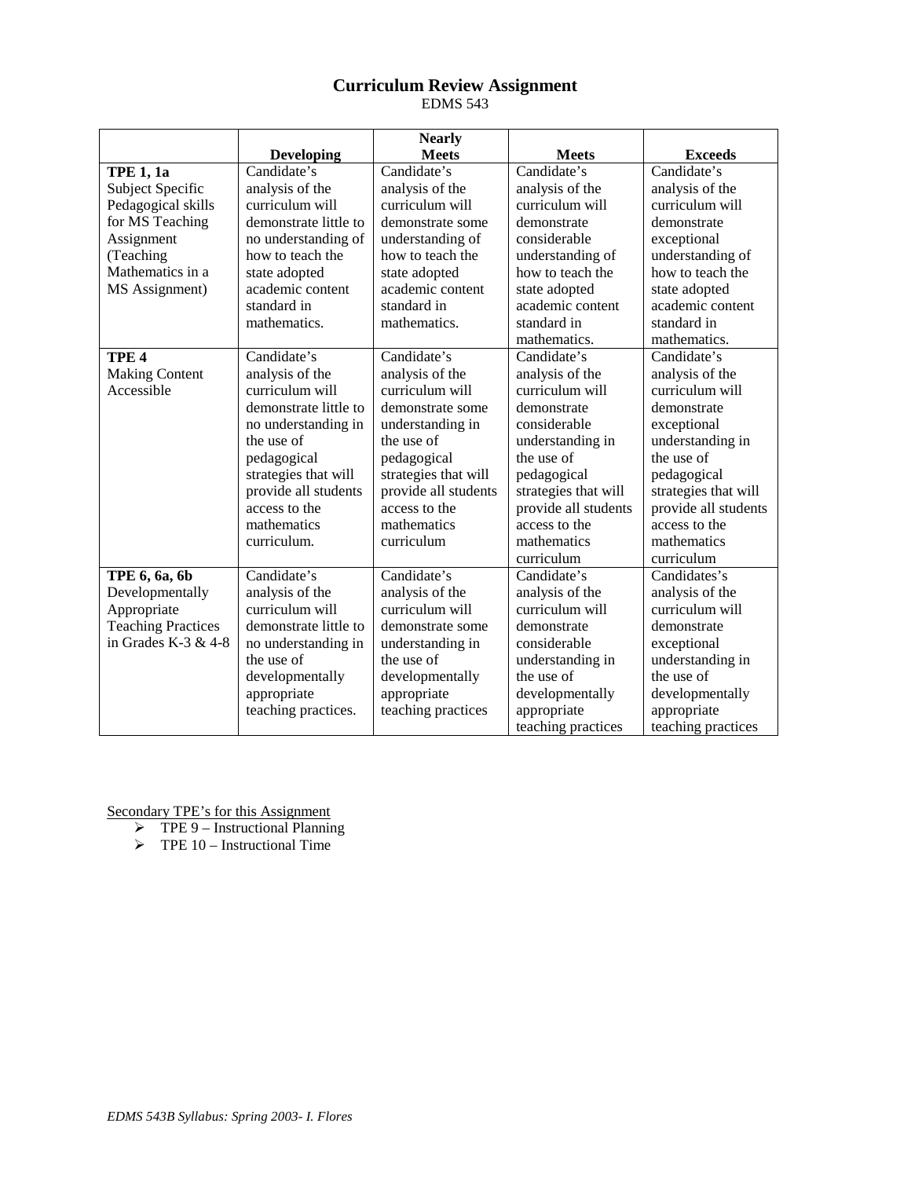# Curriculum Review Assignment

EDMS 543

| | Developing | Nearly Meets | Meets | Exceeds |
|---|---|---|---|---|
| **TPE 1, 1a** Subject Specific Pedagogical skills for MS Teaching Assignment (Teaching Mathematics in a MS Assignment) | Candidate's analysis of the curriculum will demonstrate little to no understanding of how to teach the state adopted academic content standard in mathematics. | Candidate's analysis of the curriculum will demonstrate some understanding of how to teach the state adopted academic content standard in mathematics. | Candidate's analysis of the curriculum will demonstrate considerable understanding of how to teach the state adopted academic content standard in mathematics. | Candidate's analysis of the curriculum will demonstrate exceptional understanding of how to teach the state adopted academic content standard in mathematics. |
| **TPE 4** Making Content Accessible | Candidate's analysis of the curriculum will demonstrate little to no understanding in the use of pedagogical strategies that will provide all students access to the mathematics curriculum. | Candidate's analysis of the curriculum will demonstrate some understanding in the use of pedagogical strategies that will provide all students access to the mathematics curriculum | Candidate's analysis of the curriculum will demonstrate considerable understanding in the use of pedagogical strategies that will provide all students access to the mathematics curriculum | Candidate's analysis of the curriculum will demonstrate exceptional understanding in the use of pedagogical strategies that will provide all students access to the mathematics curriculum |
| **TPE 6, 6a, 6b** Developmentally Appropriate Teaching Practices in Grades K-3 & 4-8 | Candidate's analysis of the curriculum will demonstrate little to no understanding in the use of developmentally appropriate teaching practices. | Candidate's analysis of the curriculum will demonstrate some understanding in the use of developmentally appropriate teaching practices | Candidate's analysis of the curriculum will demonstrate considerable understanding in the use of developmentally appropriate teaching practices | Candidates's analysis of the curriculum will demonstrate exceptional understanding in the use of developmentally appropriate teaching practices |

Secondary TPE's for this Assignment

- TPE 9 – Instructional Planning
- TPE 10 – Instructional Time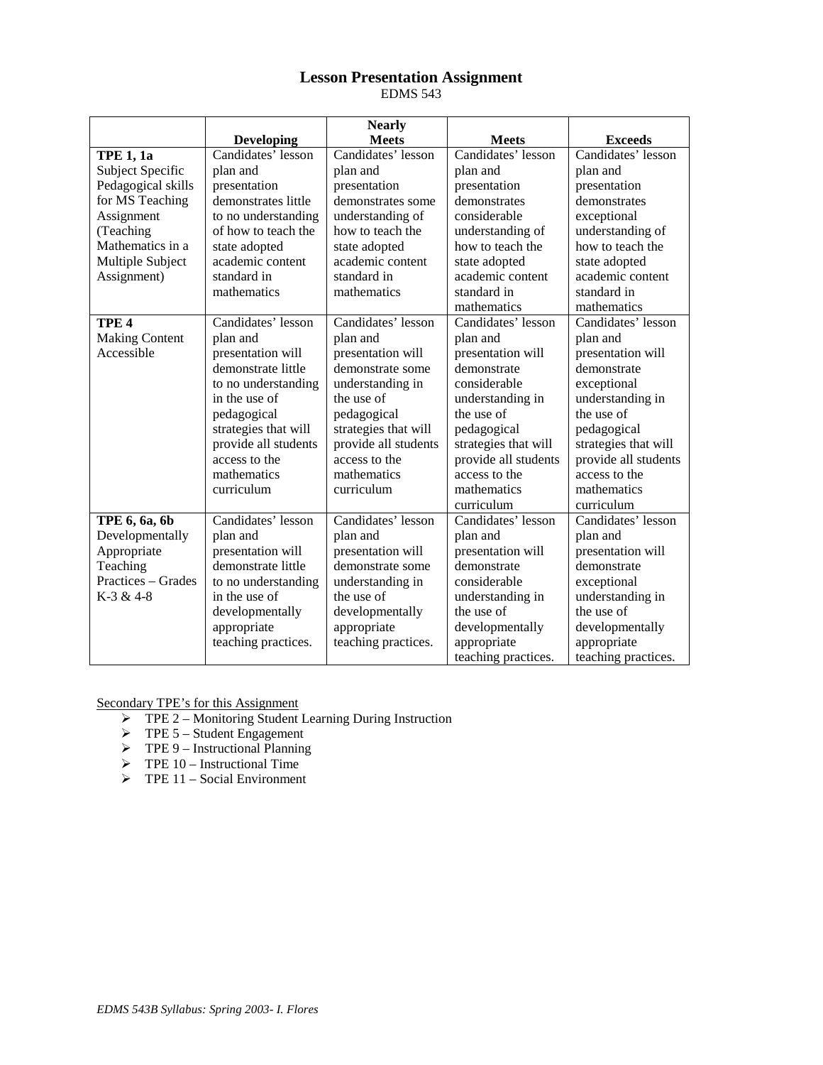# Lesson Presentation Assignment

EDMS 543

| | Developing | Nearly Meets | Meets | Exceeds |
|---|---|---|---|---|
| **TPE 1, 1a** Subject Specific Pedagogical skills for MS Teaching Assignment (Teaching Mathematics in a Multiple Subject Assignment) | Candidates' lesson plan and presentation demonstrates little to no understanding of how to teach the state adopted academic content standard in mathematics | Candidates' lesson plan and presentation demonstrates some understanding of how to teach the state adopted academic content standard in mathematics | Candidates' lesson plan and presentation demonstrates considerable understanding of how to teach the state adopted academic content standard in mathematics | Candidates' lesson plan and presentation demonstrates exceptional understanding of how to teach the state adopted academic content standard in mathematics |
| **TPE 4** Making Content Accessible | Candidates' lesson plan and presentation will demonstrate little to no understanding in the use of pedagogical strategies that will provide all students access to the mathematics curriculum | Candidates' lesson plan and presentation will demonstrate some understanding in the use of pedagogical strategies that will provide all students access to the mathematics curriculum | Candidates' lesson plan and presentation will demonstrate considerable understanding in the use of pedagogical strategies that will provide all students access to the mathematics curriculum | Candidates' lesson plan and presentation will demonstrate exceptional understanding in the use of pedagogical strategies that will provide all students access to the mathematics curriculum |
| **TPE 6, 6a, 6b** Developmentally Appropriate Teaching Practices – Grades K-3 & 4-8 | Candidates' lesson plan and presentation will demonstrate little to no understanding in the use of developmentally appropriate teaching practices. | Candidates' lesson plan and presentation will demonstrate some understanding in the use of developmentally appropriate teaching practices. | Candidates' lesson plan and presentation will demonstrate considerable understanding in the use of developmentally appropriate teaching practices. | Candidates' lesson plan and presentation will demonstrate exceptional understanding in the use of developmentally appropriate teaching practices. |

Secondary TPE's for this Assignment

- TPE 2 – Monitoring Student Learning During Instruction
- TPE 5 – Student Engagement
- TPE 9 – Instructional Planning
- TPE 10 – Instructional Time
- TPE 11 – Social Environment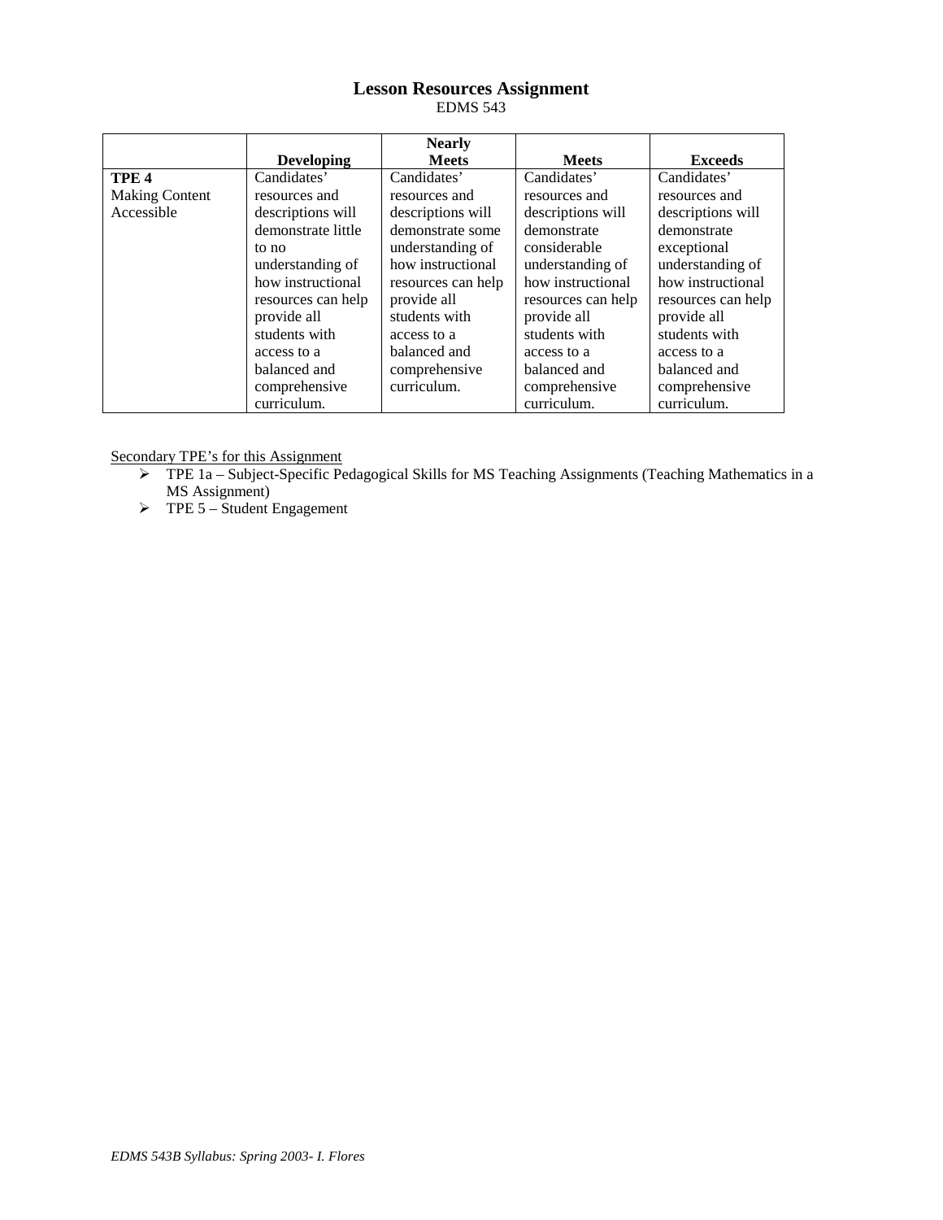## Lesson Resources Assignment

EDMS 543

| | Developing | Nearly Meets | Meets | Exceeds |
|---|---|---|---|---|
| **TPE 4** Making Content Accessible | Candidates' resources and descriptions will demonstrate little to no understanding of how instructional resources can help provide all students with access to a balanced and comprehensive curriculum. | Candidates' resources and descriptions will demonstrate some understanding of how instructional resources can help provide all students with access to a balanced and comprehensive curriculum. | Candidates' resources and descriptions will demonstrate considerable understanding of how instructional resources can help provide all students with access to a balanced and comprehensive curriculum. | Candidates' resources and descriptions will demonstrate exceptional understanding of how instructional resources can help provide all students with access to a balanced and comprehensive curriculum. |

<u>Secondary TPE's for this Assignment</u>

- TPE 1a – Subject-Specific Pedagogical Skills for MS Teaching Assignments (Teaching Mathematics in a MS Assignment)
- TPE 5 – Student Engagement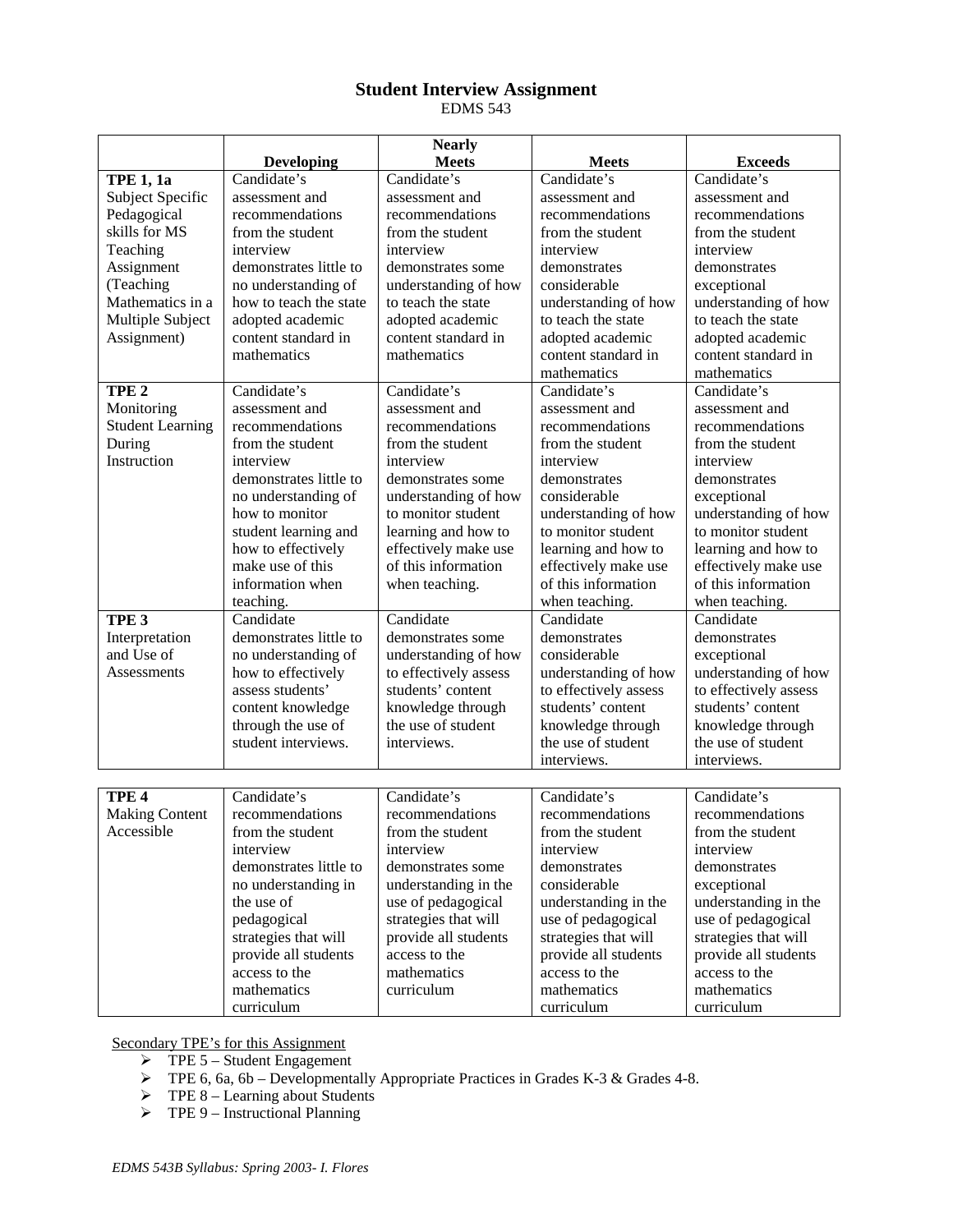# Student Interview Assignment

EDMS 543

| | Developing | Nearly Meets | Meets | Exceeds |
|---|---|---|---|---|
| **TPE 1, 1a** Subject Specific Pedagogical skills for MS Teaching Assignment (Teaching Mathematics in a Multiple Subject Assignment) | Candidate's assessment and recommendations from the student interview demonstrates little to no understanding of how to teach the state adopted academic content standard in mathematics | Candidate's assessment and recommendations from the student interview demonstrates some understanding of how to teach the state adopted academic content standard in mathematics | Candidate's assessment and recommendations from the student interview demonstrates considerable understanding of how to teach the state adopted academic content standard in mathematics | Candidate's assessment and recommendations from the student interview demonstrates exceptional understanding of how to teach the state adopted academic content standard in mathematics |
| **TPE 2** Monitoring Student Learning During Instruction | Candidate's assessment and recommendations from the student interview demonstrates little to no understanding of how to monitor student learning and how to effectively make use of this information when teaching. | Candidate's assessment and recommendations from the student interview demonstrates some understanding of how to monitor student learning and how to effectively make use of this information when teaching. | Candidate's assessment and recommendations from the student interview demonstrates considerable understanding of how to monitor student learning and how to effectively make use of this information when teaching. | Candidate's assessment and recommendations from the student interview demonstrates exceptional understanding of how to monitor student learning and how to effectively make use of this information when teaching. |
| **TPE 3** Interpretation and Use of Assessments | Candidate demonstrates little to no understanding of how to effectively assess students' content knowledge through the use of student interviews. | Candidate demonstrates some understanding of how to effectively assess students' content knowledge through the use of student interviews. | Candidate demonstrates considerable understanding of how to effectively assess students' content knowledge through the use of student interviews. | Candidate demonstrates exceptional understanding of how to effectively assess students' content knowledge through the use of student interviews. |
| **TPE 4** Making Content Accessible | Candidate's recommendations from the student interview demonstrates little to no understanding in the use of pedagogical strategies that will provide all students access to the mathematics curriculum | Candidate's recommendations from the student interview demonstrates some understanding in the use of pedagogical strategies that will provide all students access to the mathematics curriculum | Candidate's recommendations from the student interview demonstrates considerable understanding in the use of pedagogical strategies that will provide all students access to the mathematics curriculum | Candidate's recommendations from the student interview demonstrates exceptional understanding in the use of pedagogical strategies that will provide all students access to the mathematics curriculum |

<u>Secondary TPE's for this Assignment</u>

- TPE 5 – Student Engagement
- TPE 6, 6a, 6b – Developmentally Appropriate Practices in Grades K-3 & Grades 4-8.
- TPE 8 – Learning about Students
- TPE 9 – Instructional Planning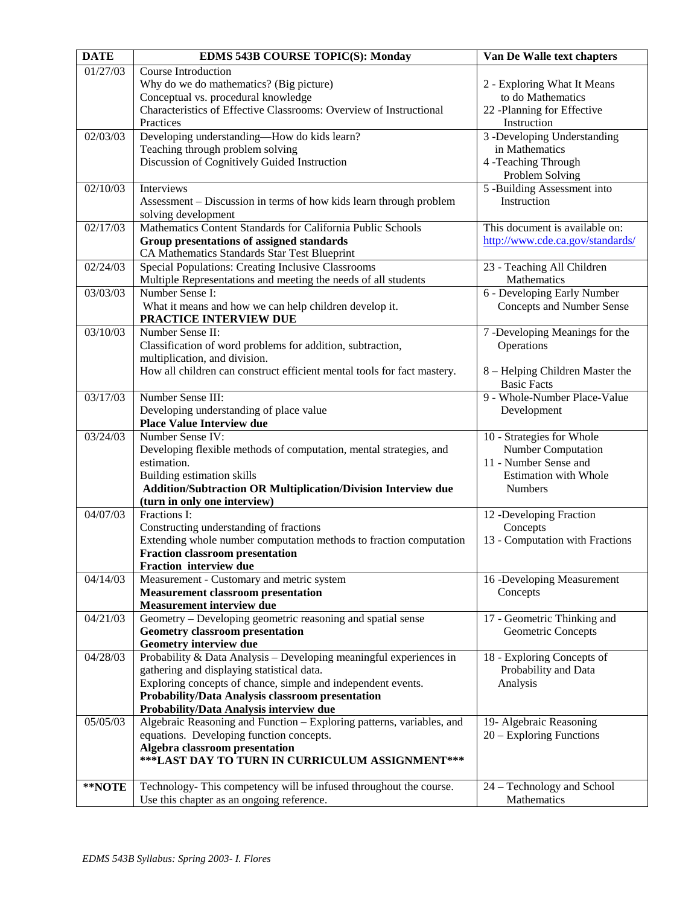| DATE | EDMS 543B COURSE TOPIC(S): Monday | Van De Walle text chapters |
|---|---|---|
| 01/27/03 | Course Introduction<br>Why do we do mathematics? (Big picture)<br>Conceptual vs. procedural knowledge<br>Characteristics of Effective Classrooms: Overview of Instructional Practices | 2 - Exploring What It Means to do Mathematics<br>22 -Planning for Effective Instruction |
| 02/03/03 | Developing understanding—How do kids learn?<br>Teaching through problem solving<br>Discussion of Cognitively Guided Instruction | 3 -Developing Understanding in Mathematics<br>4 -Teaching Through Problem Solving |
| 02/10/03 | Interviews<br>Assessment – Discussion in terms of how kids learn through problem solving development | 5 -Building Assessment into Instruction |
| 02/17/03 | Mathematics Content Standards for California Public Schools<br>**Group presentations of assigned standards**<br>CA Mathematics Standards Star Test Blueprint | This document is available on: http://www.cde.ca.gov/standards/ |
| 02/24/03 | Special Populations: Creating Inclusive Classrooms<br>Multiple Representations and meeting the needs of all students | 23 - Teaching All Children Mathematics |
| 03/03/03 | Number Sense I:<br>What it means and how we can help children develop it.<br>**PRACTICE INTERVIEW DUE** | 6 - Developing Early Number Concepts and Number Sense |
| 03/10/03 | Number Sense II:<br>Classification of word problems for addition, subtraction, multiplication, and division.<br>How all children can construct efficient mental tools for fact mastery. | 7 -Developing Meanings for the Operations<br>8 – Helping Children Master the Basic Facts |
| 03/17/03 | Number Sense III:<br>Developing understanding of place value<br>**Place Value Interview due** | 9 - Whole-Number Place-Value Development |
| 03/24/03 | Number Sense IV:<br>Developing flexible methods of computation, mental strategies, and estimation.<br>Building estimation skills<br>**Addition/Subtraction OR Multiplication/Division Interview due (turn in only one interview)** | 10 - Strategies for Whole Number Computation<br>11 - Number Sense and Estimation with Whole Numbers |
| 04/07/03 | Fractions I:<br>Constructing understanding of fractions<br>Extending whole number computation methods to fraction computation<br>**Fraction classroom presentation**<br>**Fraction interview due** | 12 -Developing Fraction Concepts<br>13 - Computation with Fractions |
| 04/14/03 | Measurement - Customary and metric system<br>**Measurement classroom presentation**<br>**Measurement interview due** | 16 -Developing Measurement Concepts |
| 04/21/03 | Geometry – Developing geometric reasoning and spatial sense<br>**Geometry classroom presentation**<br>**Geometry interview due** | 17 - Geometric Thinking and Geometric Concepts |
| 04/28/03 | Probability & Data Analysis – Developing meaningful experiences in gathering and displaying statistical data.<br>Exploring concepts of chance, simple and independent events.<br>**Probability/Data Analysis classroom presentation**<br>**Probability/Data Analysis interview due** | 18 - Exploring Concepts of Probability and Data Analysis |
| 05/05/03 | Algebraic Reasoning and Function – Exploring patterns, variables, and equations. Developing function concepts.<br>**Algebra classroom presentation**<br>**\*\*\*LAST DAY TO TURN IN CURRICULUM ASSIGNMENT\*\*\*** | 19- Algebraic Reasoning<br>20 – Exploring Functions |
| **\*\*NOTE** | Technology- This competency will be infused throughout the course. Use this chapter as an ongoing reference. | 24 – Technology and School Mathematics |

*EDMS 543B Syllabus: Spring 2003- I. Flores*